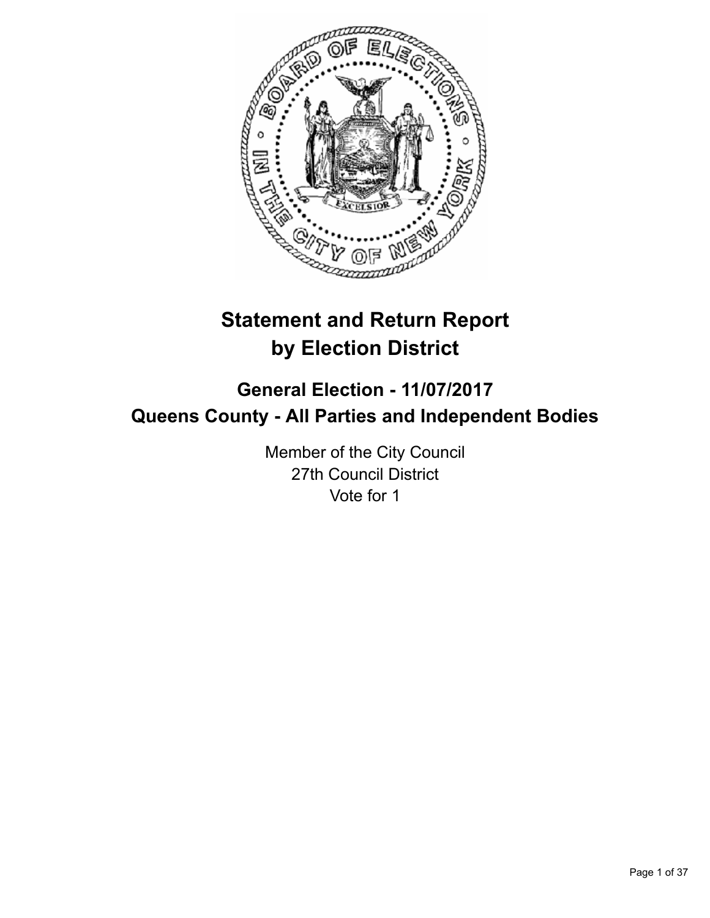# Statement and Return Report by Election District

## General Election - 11/07/2017
## Queens County - All Parties and Independent Bodies

Member of the City Council
27th Council District
Vote for 1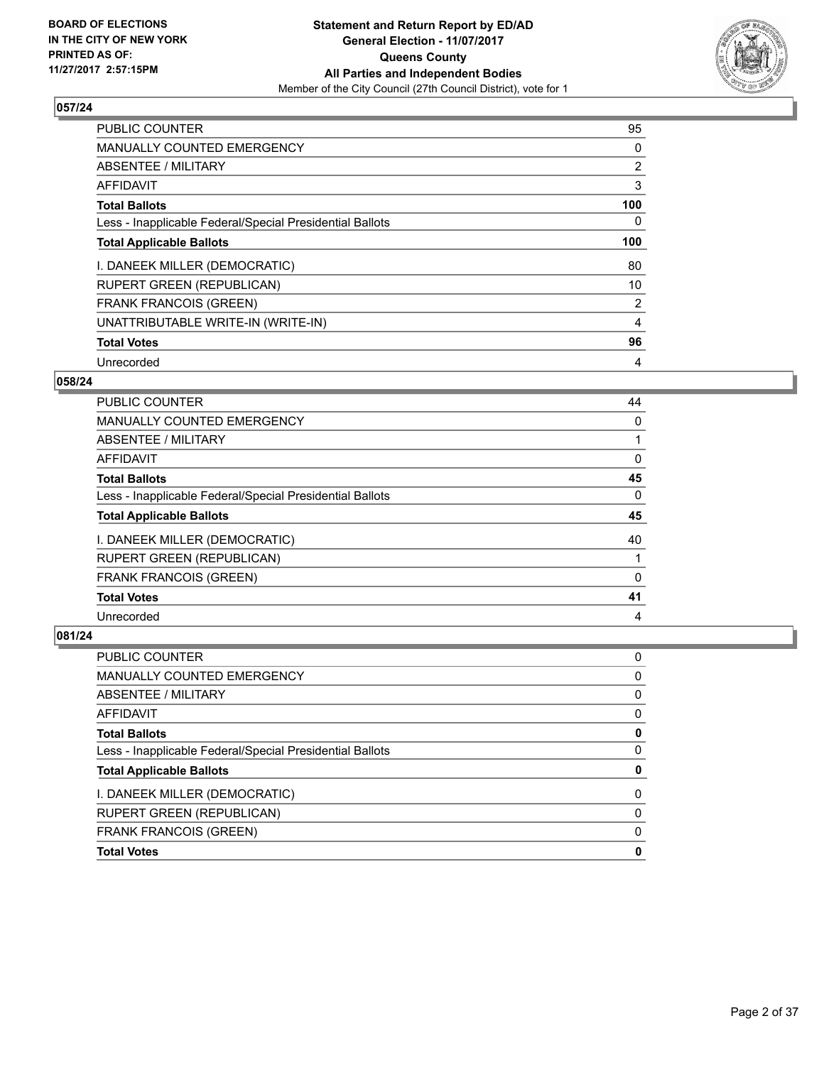## 057/24

| | |
|---|---|
| PUBLIC COUNTER | 95 |
| MANUALLY COUNTED EMERGENCY | 0 |
| ABSENTEE / MILITARY | 2 |
| AFFIDAVIT | 3 |
| **Total Ballots** | **100** |
| Less - Inapplicable Federal/Special Presidential Ballots | 0 |
| **Total Applicable Ballots** | **100** |
| I. DANEEK MILLER (DEMOCRATIC) | 80 |
| RUPERT GREEN (REPUBLICAN) | 10 |
| FRANK FRANCOIS (GREEN) | 2 |
| UNATTRIBUTABLE WRITE-IN (WRITE-IN) | 4 |
| **Total Votes** | **96** |
| Unrecorded | 4 |

## 058/24

| | |
|---|---|
| PUBLIC COUNTER | 44 |
| MANUALLY COUNTED EMERGENCY | 0 |
| ABSENTEE / MILITARY | 1 |
| AFFIDAVIT | 0 |
| **Total Ballots** | **45** |
| Less - Inapplicable Federal/Special Presidential Ballots | 0 |
| **Total Applicable Ballots** | **45** |
| I. DANEEK MILLER (DEMOCRATIC) | 40 |
| RUPERT GREEN (REPUBLICAN) | 1 |
| FRANK FRANCOIS (GREEN) | 0 |
| **Total Votes** | **41** |
| Unrecorded | 4 |

## 081/24

| | |
|---|---|
| PUBLIC COUNTER | 0 |
| MANUALLY COUNTED EMERGENCY | 0 |
| ABSENTEE / MILITARY | 0 |
| AFFIDAVIT | 0 |
| **Total Ballots** | **0** |
| Less - Inapplicable Federal/Special Presidential Ballots | 0 |
| **Total Applicable Ballots** | **0** |
| I. DANEEK MILLER (DEMOCRATIC) | 0 |
| RUPERT GREEN (REPUBLICAN) | 0 |
| FRANK FRANCOIS (GREEN) | 0 |
| **Total Votes** | **0** |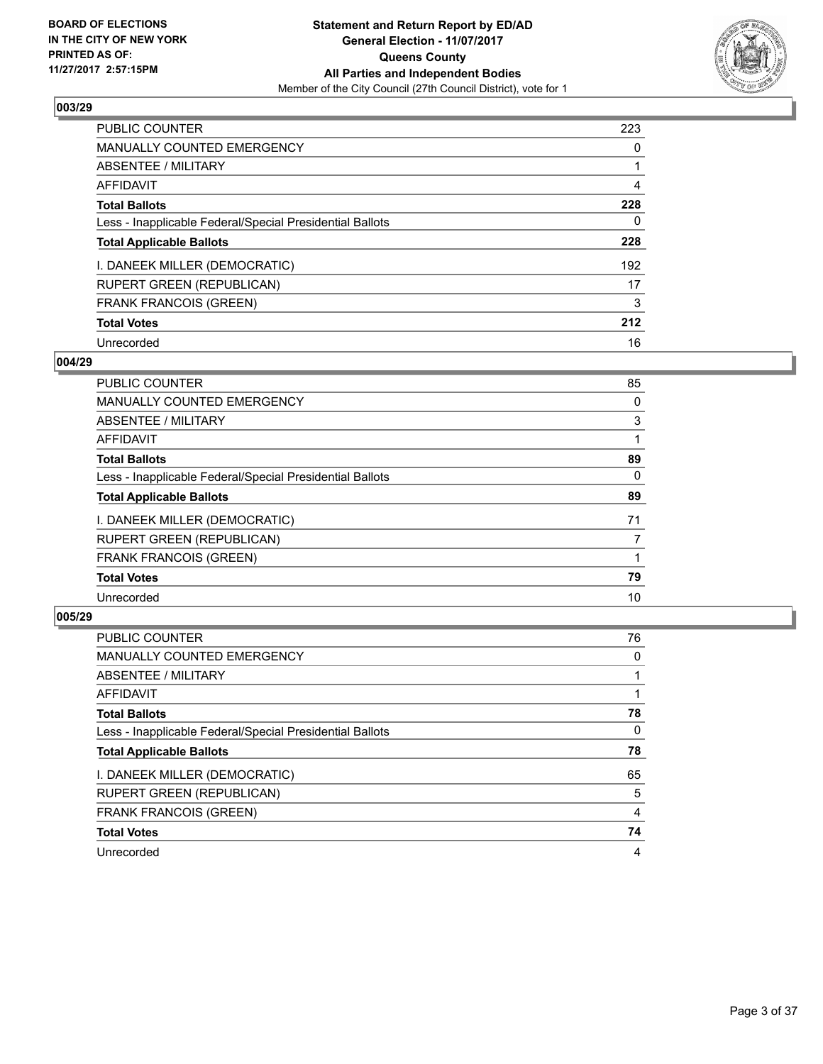**Statement and Return Report by ED/AD**
**General Election - 11/07/2017**
**Queens County**
**All Parties and Independent Bodies**
Member of the City Council (27th Council District), vote for 1

BOARD OF ELECTIONS
IN THE CITY OF NEW YORK
PRINTED AS OF:
11/27/2017 2:57:15PM

### 003/29

| | |
|---|---|
| PUBLIC COUNTER | 223 |
| MANUALLY COUNTED EMERGENCY | 0 |
| ABSENTEE / MILITARY | 1 |
| AFFIDAVIT | 4 |
| **Total Ballots** | **228** |
| Less - Inapplicable Federal/Special Presidential Ballots | 0 |
| **Total Applicable Ballots** | **228** |
| I. DANEEK MILLER (DEMOCRATIC) | 192 |
| RUPERT GREEN (REPUBLICAN) | 17 |
| FRANK FRANCOIS (GREEN) | 3 |
| **Total Votes** | **212** |
| Unrecorded | 16 |

### 004/29

| | |
|---|---|
| PUBLIC COUNTER | 85 |
| MANUALLY COUNTED EMERGENCY | 0 |
| ABSENTEE / MILITARY | 3 |
| AFFIDAVIT | 1 |
| **Total Ballots** | **89** |
| Less - Inapplicable Federal/Special Presidential Ballots | 0 |
| **Total Applicable Ballots** | **89** |
| I. DANEEK MILLER (DEMOCRATIC) | 71 |
| RUPERT GREEN (REPUBLICAN) | 7 |
| FRANK FRANCOIS (GREEN) | 1 |
| **Total Votes** | **79** |
| Unrecorded | 10 |

### 005/29

| | |
|---|---|
| PUBLIC COUNTER | 76 |
| MANUALLY COUNTED EMERGENCY | 0 |
| ABSENTEE / MILITARY | 1 |
| AFFIDAVIT | 1 |
| **Total Ballots** | **78** |
| Less - Inapplicable Federal/Special Presidential Ballots | 0 |
| **Total Applicable Ballots** | **78** |
| I. DANEEK MILLER (DEMOCRATIC) | 65 |
| RUPERT GREEN (REPUBLICAN) | 5 |
| FRANK FRANCOIS (GREEN) | 4 |
| **Total Votes** | **74** |
| Unrecorded | 4 |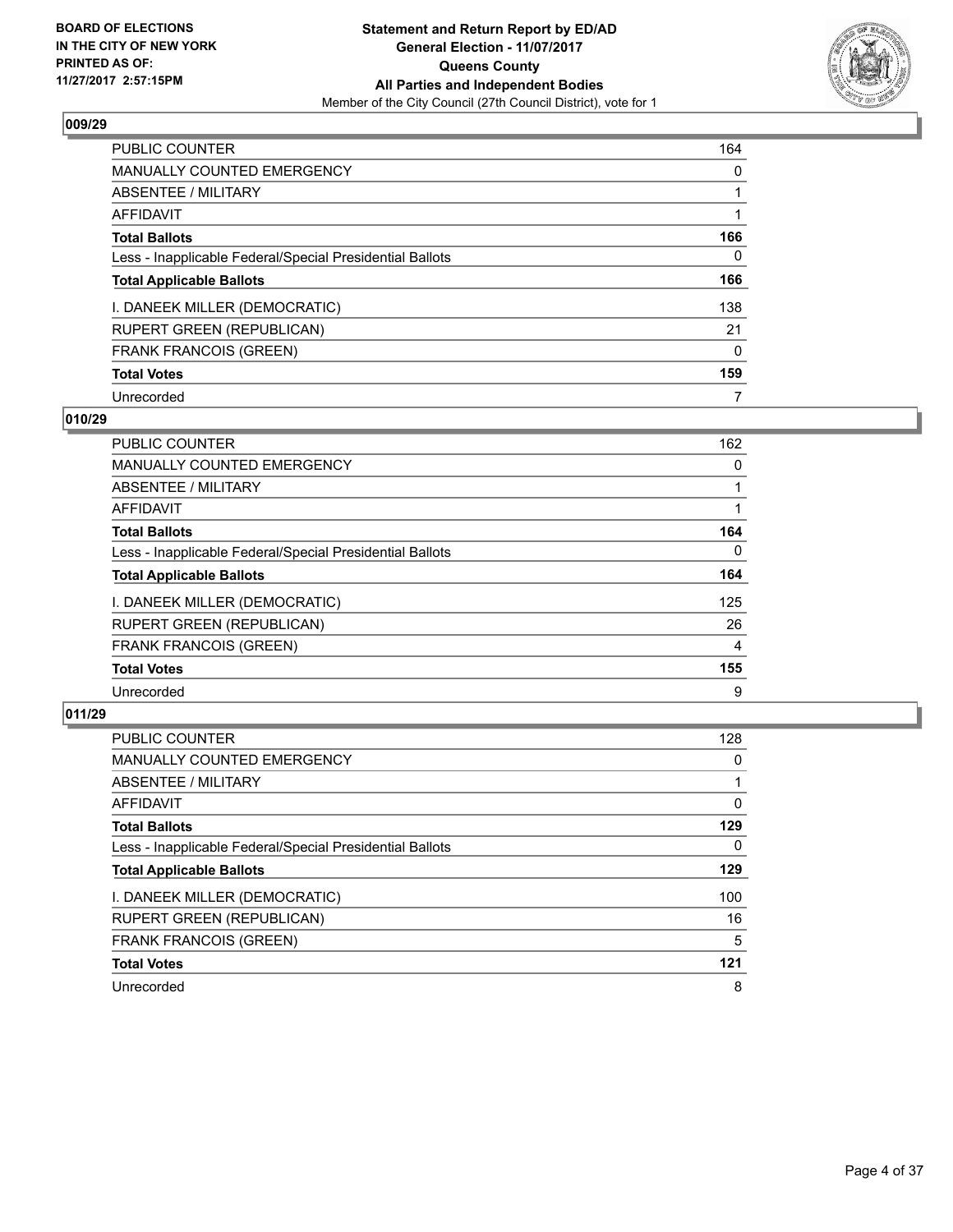**BOARD OF ELECTIONS IN THE CITY OF NEW YORK PRINTED AS OF: 11/27/2017 2:57:15PM**

**Statement and Return Report by ED/AD General Election - 11/07/2017 Queens County All Parties and Independent Bodies**

Member of the City Council (27th Council District), vote for 1

## 009/29

| | |
|---|---|
| PUBLIC COUNTER | 164 |
| MANUALLY COUNTED EMERGENCY | 0 |
| ABSENTEE / MILITARY | 1 |
| AFFIDAVIT | 1 |
| **Total Ballots** | **166** |
| Less - Inapplicable Federal/Special Presidential Ballots | 0 |
| **Total Applicable Ballots** | **166** |
| I. DANEEK MILLER (DEMOCRATIC) | 138 |
| RUPERT GREEN (REPUBLICAN) | 21 |
| FRANK FRANCOIS (GREEN) | 0 |
| **Total Votes** | **159** |
| Unrecorded | 7 |

## 010/29

| | |
|---|---|
| PUBLIC COUNTER | 162 |
| MANUALLY COUNTED EMERGENCY | 0 |
| ABSENTEE / MILITARY | 1 |
| AFFIDAVIT | 1 |
| **Total Ballots** | **164** |
| Less - Inapplicable Federal/Special Presidential Ballots | 0 |
| **Total Applicable Ballots** | **164** |
| I. DANEEK MILLER (DEMOCRATIC) | 125 |
| RUPERT GREEN (REPUBLICAN) | 26 |
| FRANK FRANCOIS (GREEN) | 4 |
| **Total Votes** | **155** |
| Unrecorded | 9 |

## 011/29

| | |
|---|---|
| PUBLIC COUNTER | 128 |
| MANUALLY COUNTED EMERGENCY | 0 |
| ABSENTEE / MILITARY | 1 |
| AFFIDAVIT | 0 |
| **Total Ballots** | **129** |
| Less - Inapplicable Federal/Special Presidential Ballots | 0 |
| **Total Applicable Ballots** | **129** |
| I. DANEEK MILLER (DEMOCRATIC) | 100 |
| RUPERT GREEN (REPUBLICAN) | 16 |
| FRANK FRANCOIS (GREEN) | 5 |
| **Total Votes** | **121** |
| Unrecorded | 8 |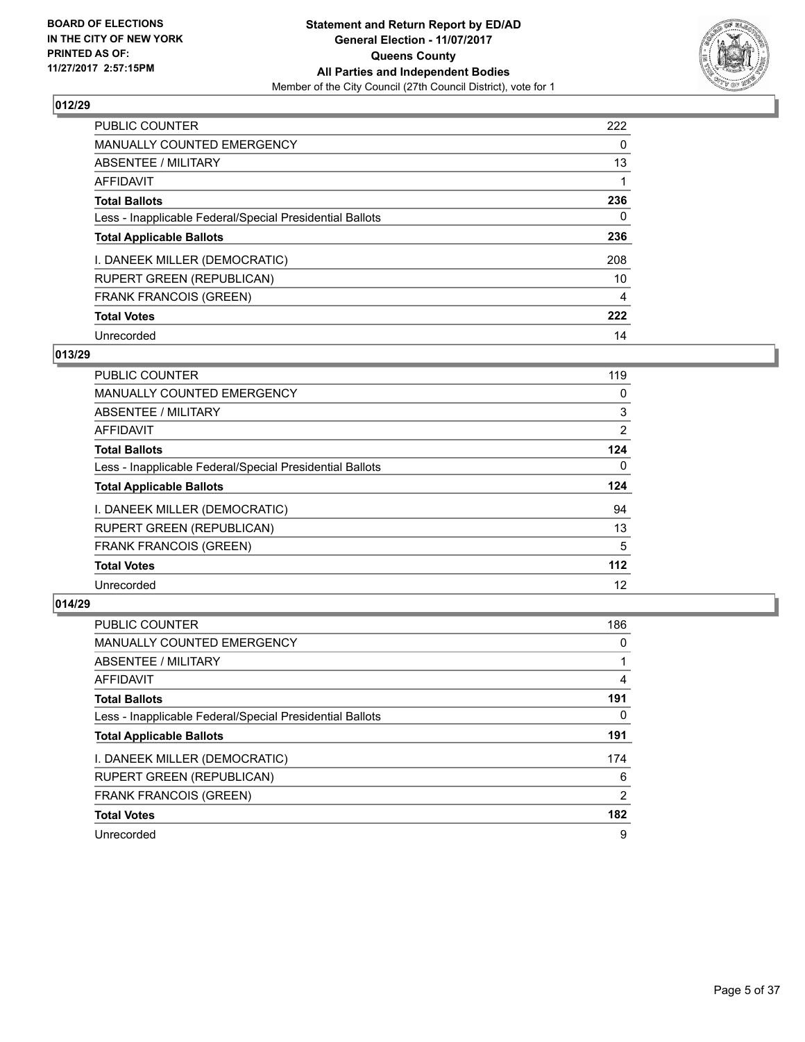**BOARD OF ELECTIONS IN THE CITY OF NEW YORK PRINTED AS OF: 11/27/2017 2:57:15PM**

**Statement and Return Report by ED/AD**
**General Election - 11/07/2017**
**Queens County**
**All Parties and Independent Bodies**
Member of the City Council (27th Council District), vote for 1

## 012/29

| | |
|---|---|
| PUBLIC COUNTER | 222 |
| MANUALLY COUNTED EMERGENCY | 0 |
| ABSENTEE / MILITARY | 13 |
| AFFIDAVIT | 1 |
| **Total Ballots** | **236** |
| Less - Inapplicable Federal/Special Presidential Ballots | 0 |
| **Total Applicable Ballots** | **236** |
| I. DANEEK MILLER (DEMOCRATIC) | 208 |
| RUPERT GREEN (REPUBLICAN) | 10 |
| FRANK FRANCOIS (GREEN) | 4 |
| **Total Votes** | **222** |
| Unrecorded | 14 |

## 013/29

| | |
|---|---|
| PUBLIC COUNTER | 119 |
| MANUALLY COUNTED EMERGENCY | 0 |
| ABSENTEE / MILITARY | 3 |
| AFFIDAVIT | 2 |
| **Total Ballots** | **124** |
| Less - Inapplicable Federal/Special Presidential Ballots | 0 |
| **Total Applicable Ballots** | **124** |
| I. DANEEK MILLER (DEMOCRATIC) | 94 |
| RUPERT GREEN (REPUBLICAN) | 13 |
| FRANK FRANCOIS (GREEN) | 5 |
| **Total Votes** | **112** |
| Unrecorded | 12 |

## 014/29

| | |
|---|---|
| PUBLIC COUNTER | 186 |
| MANUALLY COUNTED EMERGENCY | 0 |
| ABSENTEE / MILITARY | 1 |
| AFFIDAVIT | 4 |
| **Total Ballots** | **191** |
| Less - Inapplicable Federal/Special Presidential Ballots | 0 |
| **Total Applicable Ballots** | **191** |
| I. DANEEK MILLER (DEMOCRATIC) | 174 |
| RUPERT GREEN (REPUBLICAN) | 6 |
| FRANK FRANCOIS (GREEN) | 2 |
| **Total Votes** | **182** |
| Unrecorded | 9 |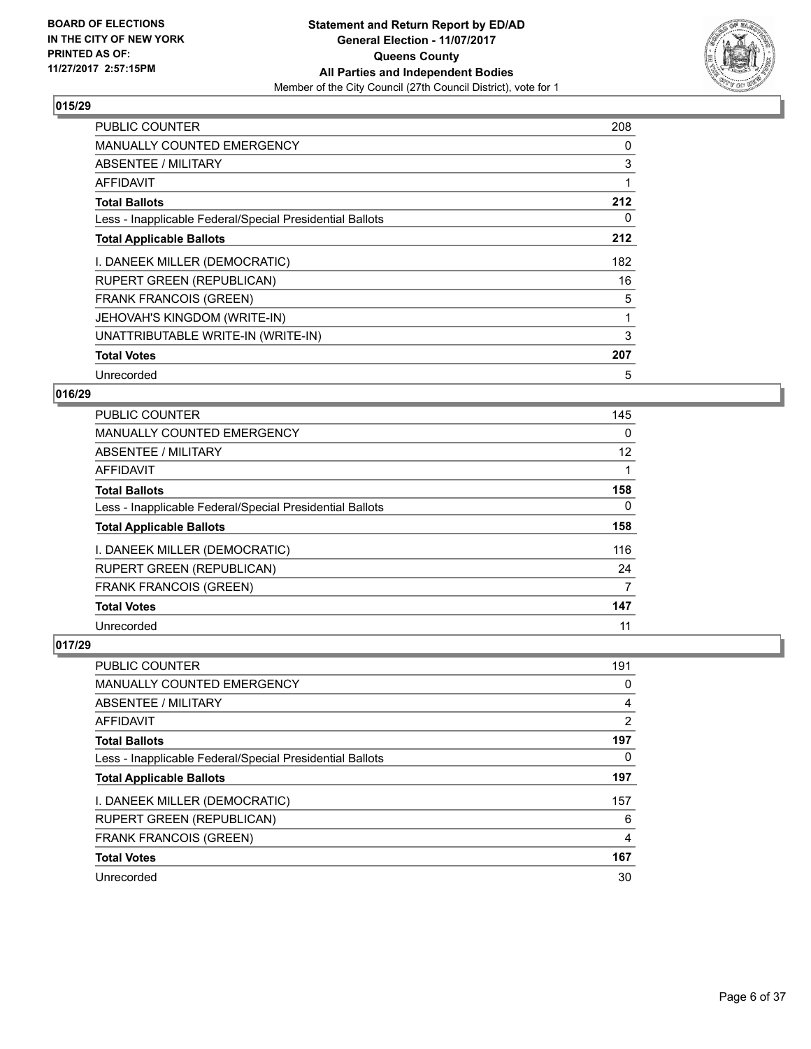**BOARD OF ELECTIONS IN THE CITY OF NEW YORK PRINTED AS OF: 11/27/2017 2:57:15PM**

**Statement and Return Report by ED/AD**
**General Election - 11/07/2017**
**Queens County**
**All Parties and Independent Bodies**
Member of the City Council (27th Council District), vote for 1

### 015/29

| | |
|---|---|
| PUBLIC COUNTER | 208 |
| MANUALLY COUNTED EMERGENCY | 0 |
| ABSENTEE / MILITARY | 3 |
| AFFIDAVIT | 1 |
| **Total Ballots** | **212** |
| Less - Inapplicable Federal/Special Presidential Ballots | 0 |
| **Total Applicable Ballots** | **212** |
| I. DANEEK MILLER (DEMOCRATIC) | 182 |
| RUPERT GREEN (REPUBLICAN) | 16 |
| FRANK FRANCOIS (GREEN) | 5 |
| JEHOVAH'S KINGDOM (WRITE-IN) | 1 |
| UNATTRIBUTABLE WRITE-IN (WRITE-IN) | 3 |
| **Total Votes** | **207** |
| Unrecorded | 5 |

### 016/29

| | |
|---|---|
| PUBLIC COUNTER | 145 |
| MANUALLY COUNTED EMERGENCY | 0 |
| ABSENTEE / MILITARY | 12 |
| AFFIDAVIT | 1 |
| **Total Ballots** | **158** |
| Less - Inapplicable Federal/Special Presidential Ballots | 0 |
| **Total Applicable Ballots** | **158** |
| I. DANEEK MILLER (DEMOCRATIC) | 116 |
| RUPERT GREEN (REPUBLICAN) | 24 |
| FRANK FRANCOIS (GREEN) | 7 |
| **Total Votes** | **147** |
| Unrecorded | 11 |

### 017/29

| | |
|---|---|
| PUBLIC COUNTER | 191 |
| MANUALLY COUNTED EMERGENCY | 0 |
| ABSENTEE / MILITARY | 4 |
| AFFIDAVIT | 2 |
| **Total Ballots** | **197** |
| Less - Inapplicable Federal/Special Presidential Ballots | 0 |
| **Total Applicable Ballots** | **197** |
| I. DANEEK MILLER (DEMOCRATIC) | 157 |
| RUPERT GREEN (REPUBLICAN) | 6 |
| FRANK FRANCOIS (GREEN) | 4 |
| **Total Votes** | **167** |
| Unrecorded | 30 |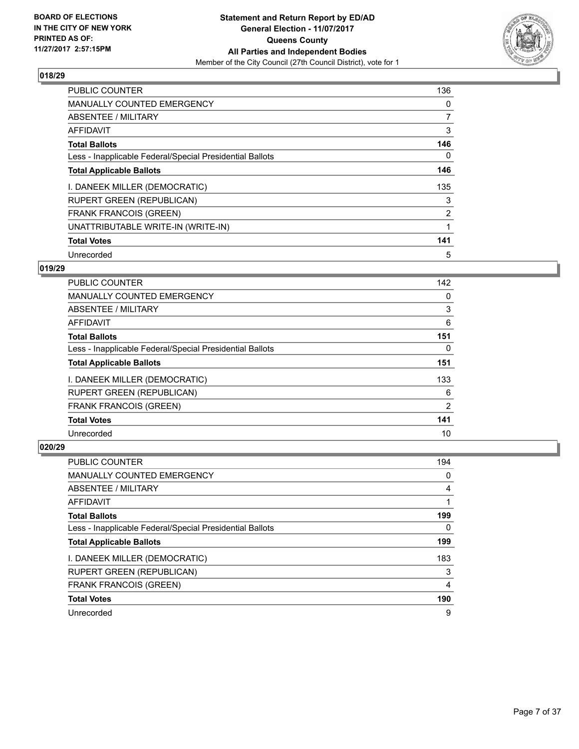**Statement and Return Report by ED/AD**
**General Election - 11/07/2017**
**Queens County**
**All Parties and Independent Bodies**
Member of the City Council (27th Council District), vote for 1

BOARD OF ELECTIONS
IN THE CITY OF NEW YORK
PRINTED AS OF:
11/27/2017 2:57:15PM

### 018/29

| | |
|---|---|
| PUBLIC COUNTER | 136 |
| MANUALLY COUNTED EMERGENCY | 0 |
| ABSENTEE / MILITARY | 7 |
| AFFIDAVIT | 3 |
| **Total Ballots** | **146** |
| Less - Inapplicable Federal/Special Presidential Ballots | 0 |
| **Total Applicable Ballots** | **146** |
| I. DANEEK MILLER (DEMOCRATIC) | 135 |
| RUPERT GREEN (REPUBLICAN) | 3 |
| FRANK FRANCOIS (GREEN) | 2 |
| UNATTRIBUTABLE WRITE-IN (WRITE-IN) | 1 |
| **Total Votes** | **141** |
| Unrecorded | 5 |

### 019/29

| | |
|---|---|
| PUBLIC COUNTER | 142 |
| MANUALLY COUNTED EMERGENCY | 0 |
| ABSENTEE / MILITARY | 3 |
| AFFIDAVIT | 6 |
| **Total Ballots** | **151** |
| Less - Inapplicable Federal/Special Presidential Ballots | 0 |
| **Total Applicable Ballots** | **151** |
| I. DANEEK MILLER (DEMOCRATIC) | 133 |
| RUPERT GREEN (REPUBLICAN) | 6 |
| FRANK FRANCOIS (GREEN) | 2 |
| **Total Votes** | **141** |
| Unrecorded | 10 |

### 020/29

| | |
|---|---|
| PUBLIC COUNTER | 194 |
| MANUALLY COUNTED EMERGENCY | 0 |
| ABSENTEE / MILITARY | 4 |
| AFFIDAVIT | 1 |
| **Total Ballots** | **199** |
| Less - Inapplicable Federal/Special Presidential Ballots | 0 |
| **Total Applicable Ballots** | **199** |
| I. DANEEK MILLER (DEMOCRATIC) | 183 |
| RUPERT GREEN (REPUBLICAN) | 3 |
| FRANK FRANCOIS (GREEN) | 4 |
| **Total Votes** | **190** |
| Unrecorded | 9 |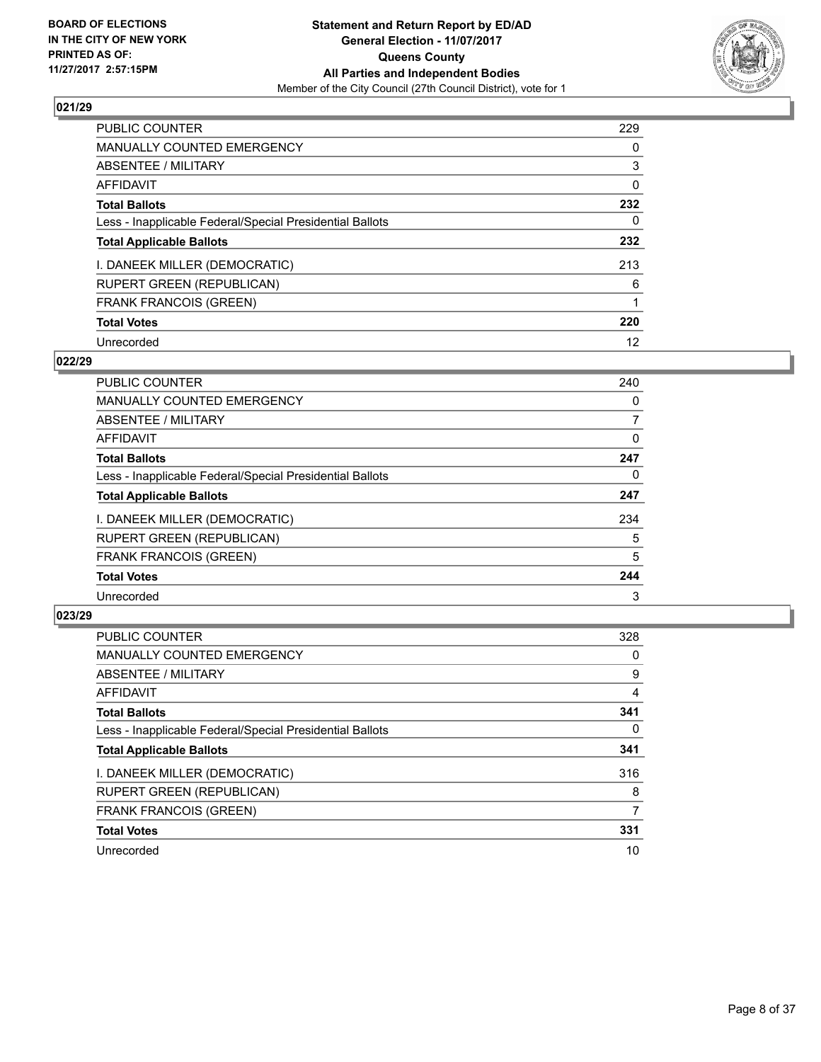## 021/29

| | |
|---|---|
| PUBLIC COUNTER | 229 |
| MANUALLY COUNTED EMERGENCY | 0 |
| ABSENTEE / MILITARY | 3 |
| AFFIDAVIT | 0 |
| **Total Ballots** | **232** |
| Less - Inapplicable Federal/Special Presidential Ballots | 0 |
| **Total Applicable Ballots** | **232** |
| I. DANEEK MILLER (DEMOCRATIC) | 213 |
| RUPERT GREEN (REPUBLICAN) | 6 |
| FRANK FRANCOIS (GREEN) | 1 |
| **Total Votes** | **220** |
| Unrecorded | 12 |

## 022/29

| | |
|---|---|
| PUBLIC COUNTER | 240 |
| MANUALLY COUNTED EMERGENCY | 0 |
| ABSENTEE / MILITARY | 7 |
| AFFIDAVIT | 0 |
| **Total Ballots** | **247** |
| Less - Inapplicable Federal/Special Presidential Ballots | 0 |
| **Total Applicable Ballots** | **247** |
| I. DANEEK MILLER (DEMOCRATIC) | 234 |
| RUPERT GREEN (REPUBLICAN) | 5 |
| FRANK FRANCOIS (GREEN) | 5 |
| **Total Votes** | **244** |
| Unrecorded | 3 |

## 023/29

| | |
|---|---|
| PUBLIC COUNTER | 328 |
| MANUALLY COUNTED EMERGENCY | 0 |
| ABSENTEE / MILITARY | 9 |
| AFFIDAVIT | 4 |
| **Total Ballots** | **341** |
| Less - Inapplicable Federal/Special Presidential Ballots | 0 |
| **Total Applicable Ballots** | **341** |
| I. DANEEK MILLER (DEMOCRATIC) | 316 |
| RUPERT GREEN (REPUBLICAN) | 8 |
| FRANK FRANCOIS (GREEN) | 7 |
| **Total Votes** | **331** |
| Unrecorded | 10 |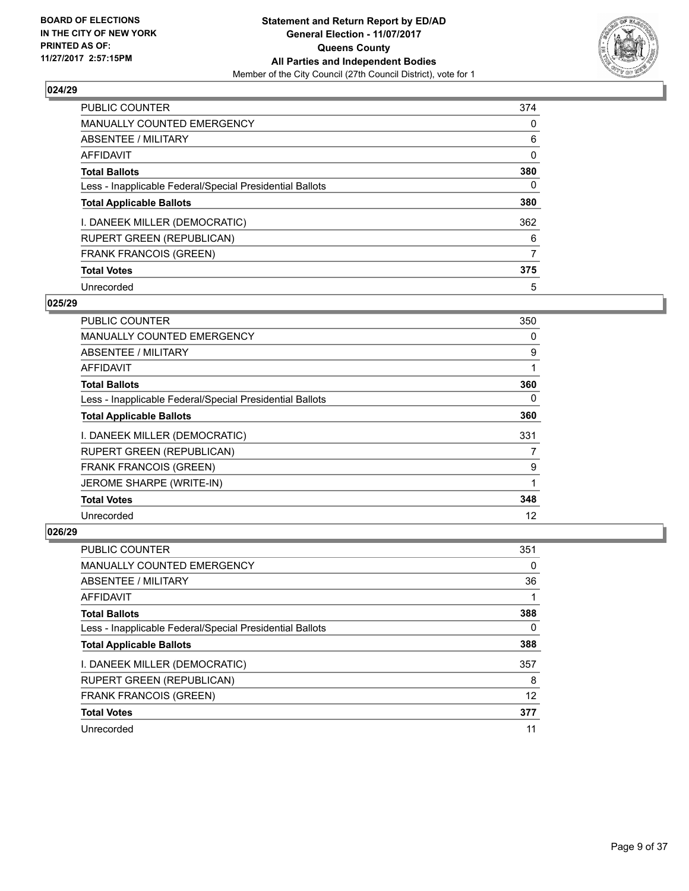## 024/29

| | |
|---|---|
| PUBLIC COUNTER | 374 |
| MANUALLY COUNTED EMERGENCY | 0 |
| ABSENTEE / MILITARY | 6 |
| AFFIDAVIT | 0 |
| **Total Ballots** | **380** |
| Less - Inapplicable Federal/Special Presidential Ballots | 0 |
| **Total Applicable Ballots** | **380** |
| I. DANEEK MILLER (DEMOCRATIC) | 362 |
| RUPERT GREEN (REPUBLICAN) | 6 |
| FRANK FRANCOIS (GREEN) | 7 |
| **Total Votes** | **375** |
| Unrecorded | 5 |

## 025/29

| | |
|---|---|
| PUBLIC COUNTER | 350 |
| MANUALLY COUNTED EMERGENCY | 0 |
| ABSENTEE / MILITARY | 9 |
| AFFIDAVIT | 1 |
| **Total Ballots** | **360** |
| Less - Inapplicable Federal/Special Presidential Ballots | 0 |
| **Total Applicable Ballots** | **360** |
| I. DANEEK MILLER (DEMOCRATIC) | 331 |
| RUPERT GREEN (REPUBLICAN) | 7 |
| FRANK FRANCOIS (GREEN) | 9 |
| JEROME SHARPE (WRITE-IN) | 1 |
| **Total Votes** | **348** |
| Unrecorded | 12 |

## 026/29

| | |
|---|---|
| PUBLIC COUNTER | 351 |
| MANUALLY COUNTED EMERGENCY | 0 |
| ABSENTEE / MILITARY | 36 |
| AFFIDAVIT | 1 |
| **Total Ballots** | **388** |
| Less - Inapplicable Federal/Special Presidential Ballots | 0 |
| **Total Applicable Ballots** | **388** |
| I. DANEEK MILLER (DEMOCRATIC) | 357 |
| RUPERT GREEN (REPUBLICAN) | 8 |
| FRANK FRANCOIS (GREEN) | 12 |
| **Total Votes** | **377** |
| Unrecorded | 11 |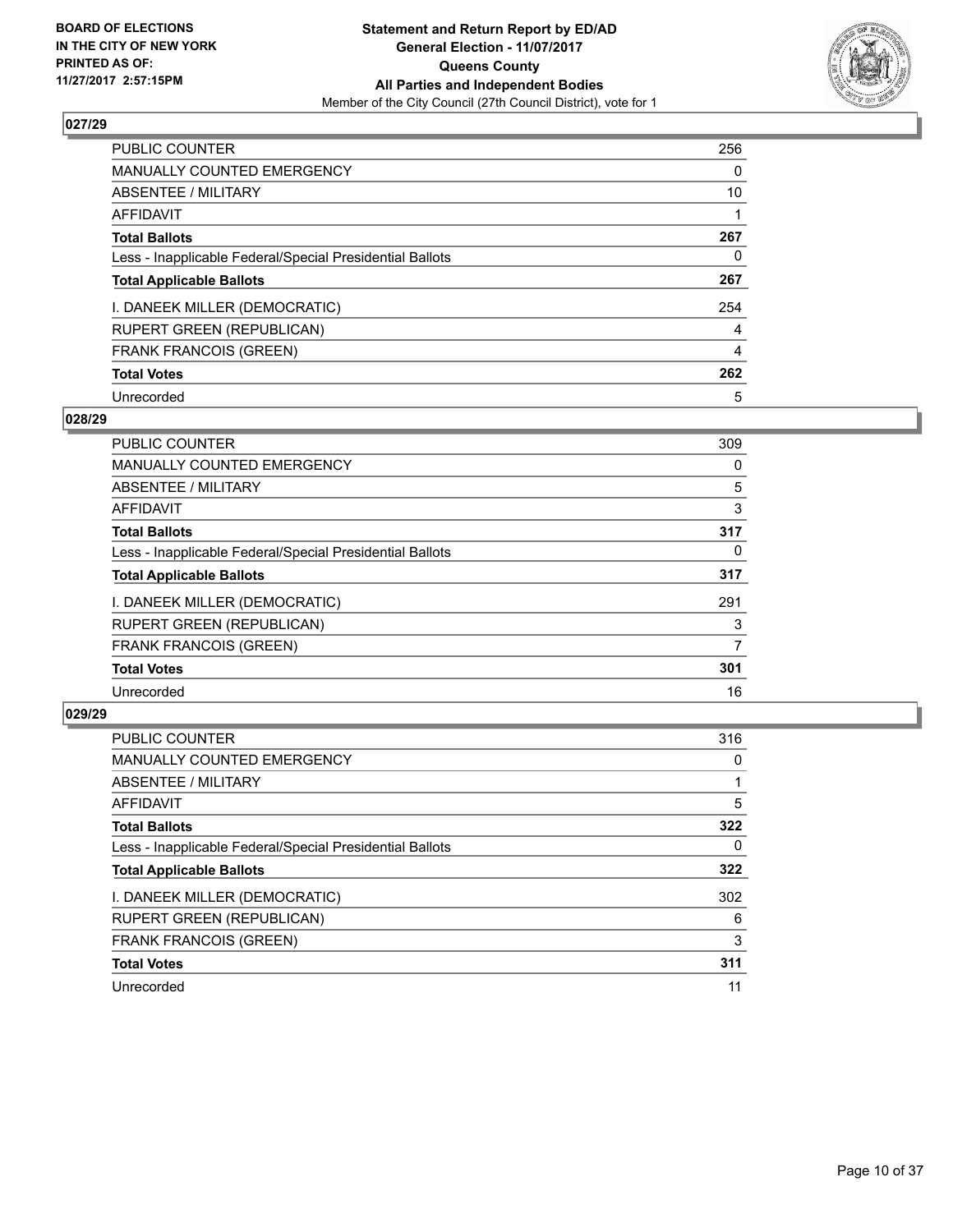**BOARD OF ELECTIONS IN THE CITY OF NEW YORK PRINTED AS OF: 11/27/2017 2:57:15PM**

**Statement and Return Report by ED/AD General Election - 11/07/2017 Queens County All Parties and Independent Bodies**

Member of the City Council (27th Council District), vote for 1

## 027/29

| | |
|---|---|
| PUBLIC COUNTER | 256 |
| MANUALLY COUNTED EMERGENCY | 0 |
| ABSENTEE / MILITARY | 10 |
| AFFIDAVIT | 1 |
| **Total Ballots** | **267** |
| Less - Inapplicable Federal/Special Presidential Ballots | 0 |
| **Total Applicable Ballots** | **267** |
| I. DANEEK MILLER (DEMOCRATIC) | 254 |
| RUPERT GREEN (REPUBLICAN) | 4 |
| FRANK FRANCOIS (GREEN) | 4 |
| **Total Votes** | **262** |
| Unrecorded | 5 |

## 028/29

| | |
|---|---|
| PUBLIC COUNTER | 309 |
| MANUALLY COUNTED EMERGENCY | 0 |
| ABSENTEE / MILITARY | 5 |
| AFFIDAVIT | 3 |
| **Total Ballots** | **317** |
| Less - Inapplicable Federal/Special Presidential Ballots | 0 |
| **Total Applicable Ballots** | **317** |
| I. DANEEK MILLER (DEMOCRATIC) | 291 |
| RUPERT GREEN (REPUBLICAN) | 3 |
| FRANK FRANCOIS (GREEN) | 7 |
| **Total Votes** | **301** |
| Unrecorded | 16 |

## 029/29

| | |
|---|---|
| PUBLIC COUNTER | 316 |
| MANUALLY COUNTED EMERGENCY | 0 |
| ABSENTEE / MILITARY | 1 |
| AFFIDAVIT | 5 |
| **Total Ballots** | **322** |
| Less - Inapplicable Federal/Special Presidential Ballots | 0 |
| **Total Applicable Ballots** | **322** |
| I. DANEEK MILLER (DEMOCRATIC) | 302 |
| RUPERT GREEN (REPUBLICAN) | 6 |
| FRANK FRANCOIS (GREEN) | 3 |
| **Total Votes** | **311** |
| Unrecorded | 11 |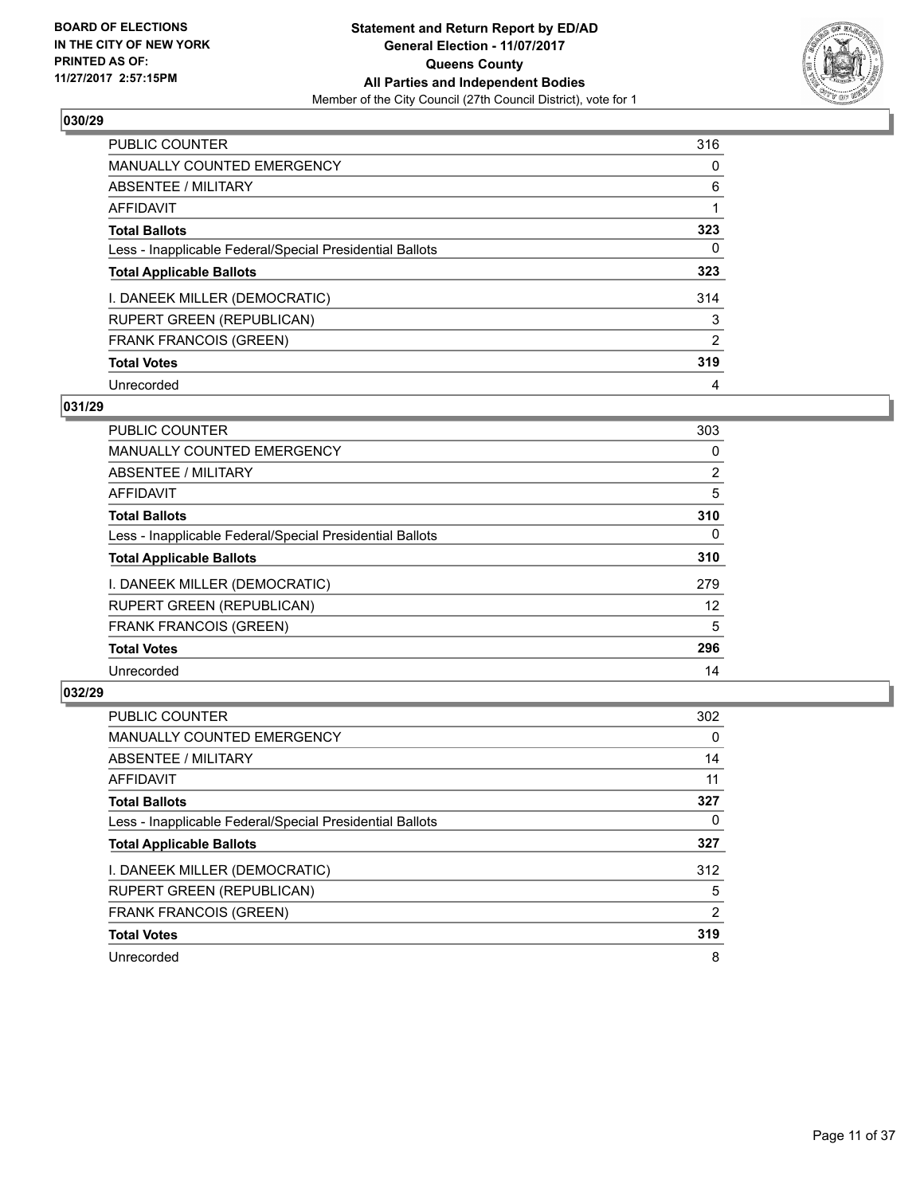**Statement and Return Report by ED/AD**
**General Election - 11/07/2017**
**Queens County**
**All Parties and Independent Bodies**
Member of the City Council (27th Council District), vote for 1

BOARD OF ELECTIONS IN THE CITY OF NEW YORK PRINTED AS OF: 11/27/2017 2:57:15PM

### 030/29

| | |
|---|---|
| PUBLIC COUNTER | 316 |
| MANUALLY COUNTED EMERGENCY | 0 |
| ABSENTEE / MILITARY | 6 |
| AFFIDAVIT | 1 |
| **Total Ballots** | **323** |
| Less - Inapplicable Federal/Special Presidential Ballots | 0 |
| **Total Applicable Ballots** | **323** |
| I. DANEEK MILLER (DEMOCRATIC) | 314 |
| RUPERT GREEN (REPUBLICAN) | 3 |
| FRANK FRANCOIS (GREEN) | 2 |
| **Total Votes** | **319** |
| Unrecorded | 4 |

### 031/29

| | |
|---|---|
| PUBLIC COUNTER | 303 |
| MANUALLY COUNTED EMERGENCY | 0 |
| ABSENTEE / MILITARY | 2 |
| AFFIDAVIT | 5 |
| **Total Ballots** | **310** |
| Less - Inapplicable Federal/Special Presidential Ballots | 0 |
| **Total Applicable Ballots** | **310** |
| I. DANEEK MILLER (DEMOCRATIC) | 279 |
| RUPERT GREEN (REPUBLICAN) | 12 |
| FRANK FRANCOIS (GREEN) | 5 |
| **Total Votes** | **296** |
| Unrecorded | 14 |

### 032/29

| | |
|---|---|
| PUBLIC COUNTER | 302 |
| MANUALLY COUNTED EMERGENCY | 0 |
| ABSENTEE / MILITARY | 14 |
| AFFIDAVIT | 11 |
| **Total Ballots** | **327** |
| Less - Inapplicable Federal/Special Presidential Ballots | 0 |
| **Total Applicable Ballots** | **327** |
| I. DANEEK MILLER (DEMOCRATIC) | 312 |
| RUPERT GREEN (REPUBLICAN) | 5 |
| FRANK FRANCOIS (GREEN) | 2 |
| **Total Votes** | **319** |
| Unrecorded | 8 |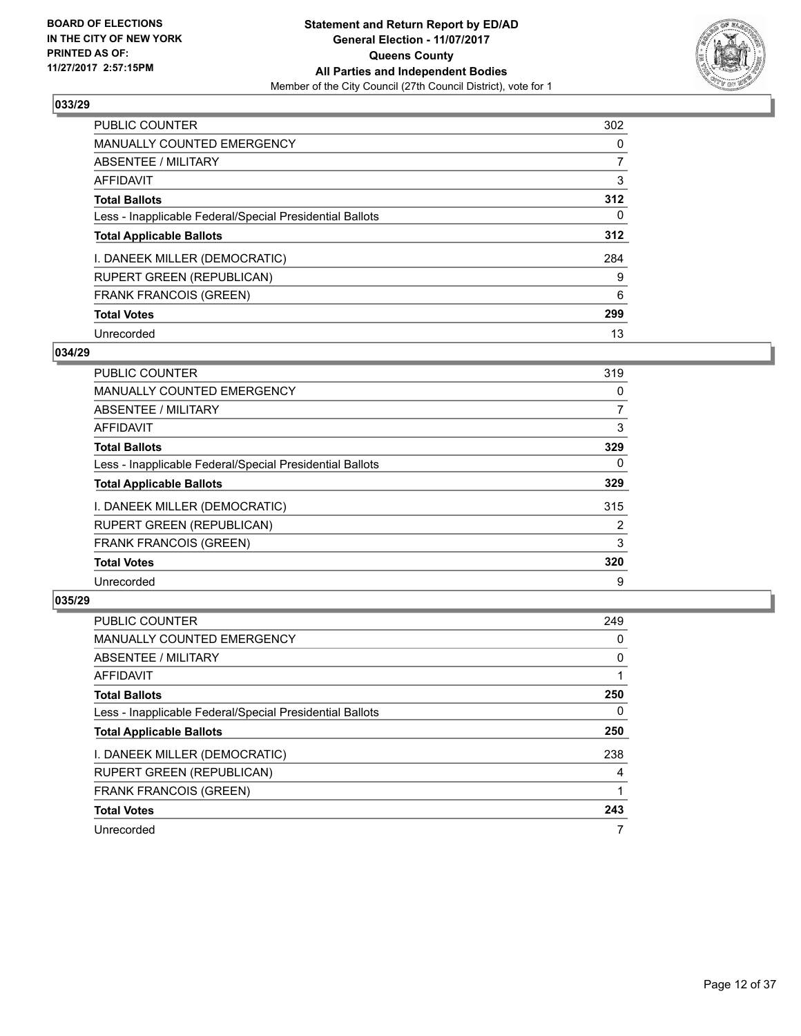**BOARD OF ELECTIONS IN THE CITY OF NEW YORK PRINTED AS OF: 11/27/2017 2:57:15PM**

**Statement and Return Report by ED/AD General Election - 11/07/2017 Queens County All Parties and Independent Bodies**
Member of the City Council (27th Council District), vote for 1

## 033/29

| | |
|---|---|
| PUBLIC COUNTER | 302 |
| MANUALLY COUNTED EMERGENCY | 0 |
| ABSENTEE / MILITARY | 7 |
| AFFIDAVIT | 3 |
| **Total Ballots** | **312** |
| Less - Inapplicable Federal/Special Presidential Ballots | 0 |
| **Total Applicable Ballots** | **312** |
| I. DANEEK MILLER (DEMOCRATIC) | 284 |
| RUPERT GREEN (REPUBLICAN) | 9 |
| FRANK FRANCOIS (GREEN) | 6 |
| **Total Votes** | **299** |
| Unrecorded | 13 |

## 034/29

| | |
|---|---|
| PUBLIC COUNTER | 319 |
| MANUALLY COUNTED EMERGENCY | 0 |
| ABSENTEE / MILITARY | 7 |
| AFFIDAVIT | 3 |
| **Total Ballots** | **329** |
| Less - Inapplicable Federal/Special Presidential Ballots | 0 |
| **Total Applicable Ballots** | **329** |
| I. DANEEK MILLER (DEMOCRATIC) | 315 |
| RUPERT GREEN (REPUBLICAN) | 2 |
| FRANK FRANCOIS (GREEN) | 3 |
| **Total Votes** | **320** |
| Unrecorded | 9 |

## 035/29

| | |
|---|---|
| PUBLIC COUNTER | 249 |
| MANUALLY COUNTED EMERGENCY | 0 |
| ABSENTEE / MILITARY | 0 |
| AFFIDAVIT | 1 |
| **Total Ballots** | **250** |
| Less - Inapplicable Federal/Special Presidential Ballots | 0 |
| **Total Applicable Ballots** | **250** |
| I. DANEEK MILLER (DEMOCRATIC) | 238 |
| RUPERT GREEN (REPUBLICAN) | 4 |
| FRANK FRANCOIS (GREEN) | 1 |
| **Total Votes** | **243** |
| Unrecorded | 7 |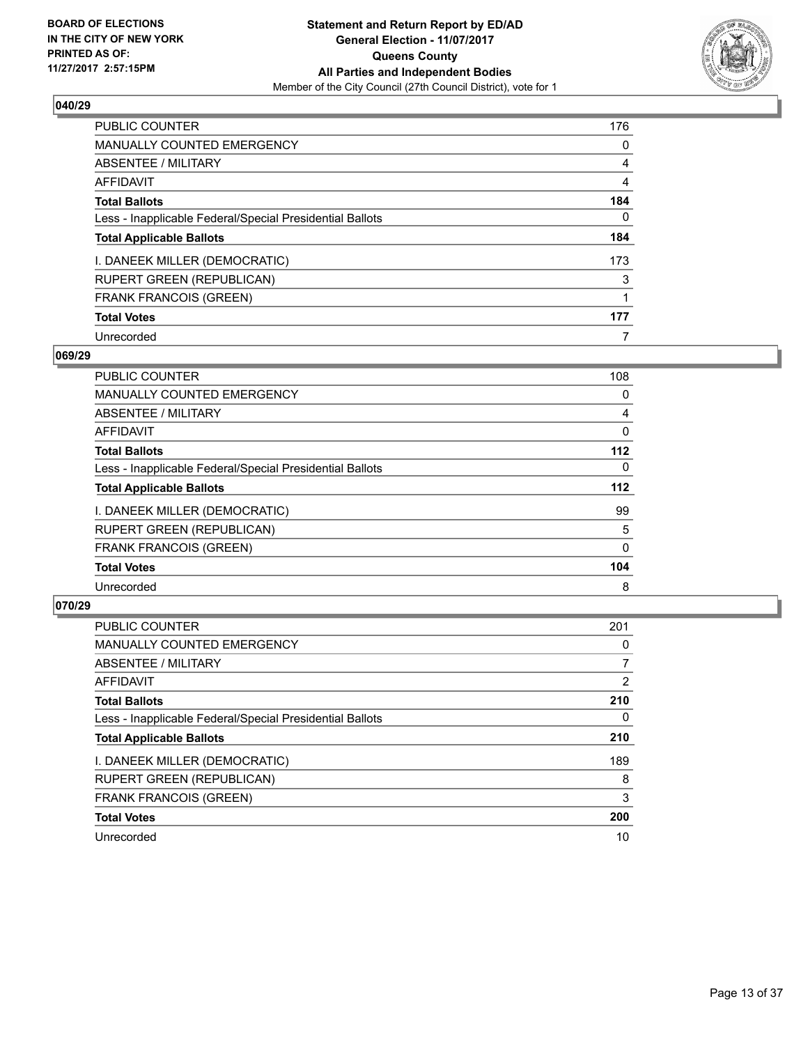**BOARD OF ELECTIONS IN THE CITY OF NEW YORK PRINTED AS OF: 11/27/2017 2:57:15PM**

# Statement and Return Report by ED/AD
## General Election - 11/07/2017
## Queens County
## All Parties and Independent Bodies
Member of the City Council (27th Council District), vote for 1

### 040/29

| | |
|---|---|
| PUBLIC COUNTER | 176 |
| MANUALLY COUNTED EMERGENCY | 0 |
| ABSENTEE / MILITARY | 4 |
| AFFIDAVIT | 4 |
| **Total Ballots** | **184** |
| Less - Inapplicable Federal/Special Presidential Ballots | 0 |
| **Total Applicable Ballots** | **184** |
| I. DANEEK MILLER (DEMOCRATIC) | 173 |
| RUPERT GREEN (REPUBLICAN) | 3 |
| FRANK FRANCOIS (GREEN) | 1 |
| **Total Votes** | **177** |
| Unrecorded | 7 |

### 069/29

| | |
|---|---|
| PUBLIC COUNTER | 108 |
| MANUALLY COUNTED EMERGENCY | 0 |
| ABSENTEE / MILITARY | 4 |
| AFFIDAVIT | 0 |
| **Total Ballots** | **112** |
| Less - Inapplicable Federal/Special Presidential Ballots | 0 |
| **Total Applicable Ballots** | **112** |
| I. DANEEK MILLER (DEMOCRATIC) | 99 |
| RUPERT GREEN (REPUBLICAN) | 5 |
| FRANK FRANCOIS (GREEN) | 0 |
| **Total Votes** | **104** |
| Unrecorded | 8 |

### 070/29

| | |
|---|---|
| PUBLIC COUNTER | 201 |
| MANUALLY COUNTED EMERGENCY | 0 |
| ABSENTEE / MILITARY | 7 |
| AFFIDAVIT | 2 |
| **Total Ballots** | **210** |
| Less - Inapplicable Federal/Special Presidential Ballots | 0 |
| **Total Applicable Ballots** | **210** |
| I. DANEEK MILLER (DEMOCRATIC) | 189 |
| RUPERT GREEN (REPUBLICAN) | 8 |
| FRANK FRANCOIS (GREEN) | 3 |
| **Total Votes** | **200** |
| Unrecorded | 10 |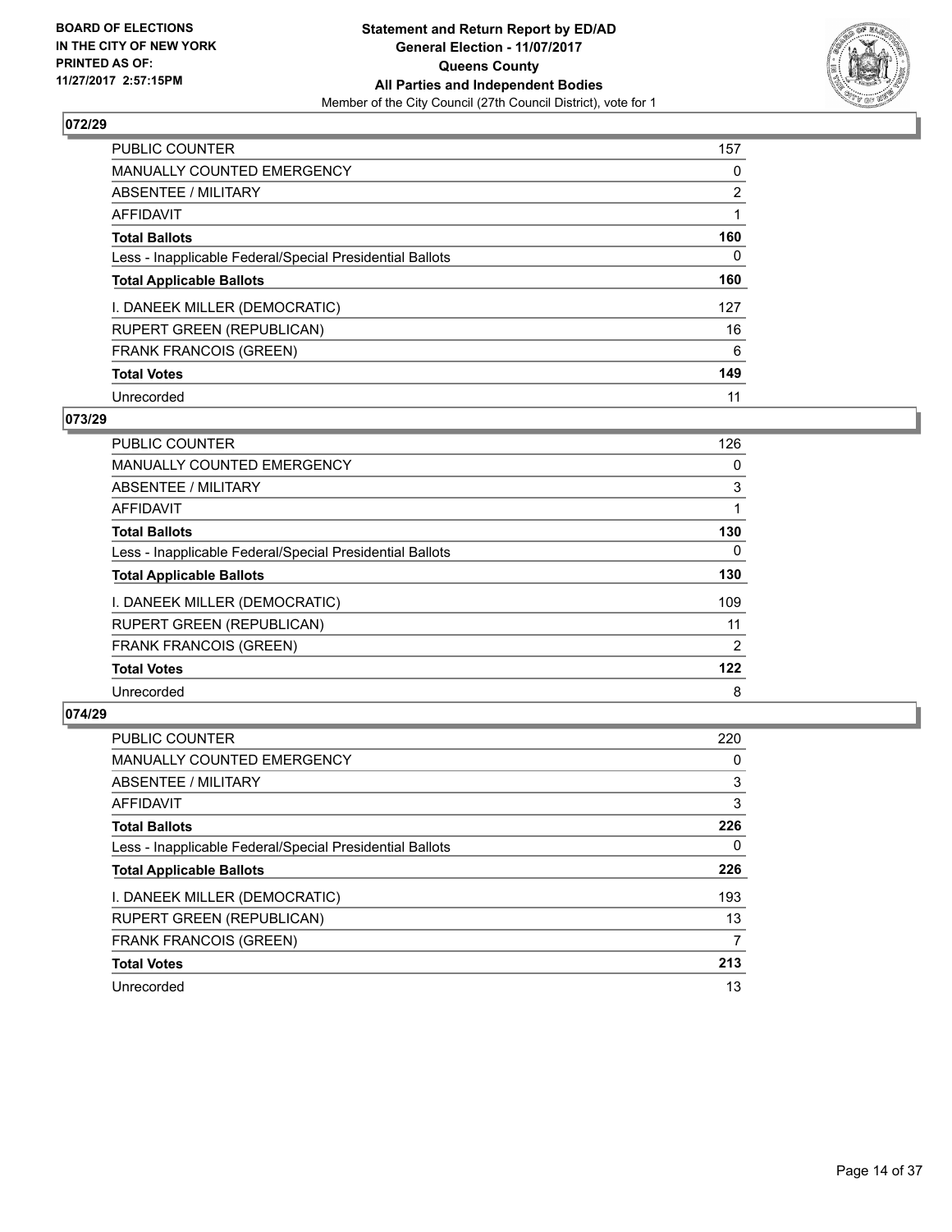BOARD OF ELECTIONS
IN THE CITY OF NEW YORK
PRINTED AS OF:
11/27/2017 2:57:15PM

**Statement and Return Report by ED/AD**
**General Election - 11/07/2017**
**Queens County**
**All Parties and Independent Bodies**
Member of the City Council (27th Council District), vote for 1

## 072/29

| | |
|---|---|
| PUBLIC COUNTER | 157 |
| MANUALLY COUNTED EMERGENCY | 0 |
| ABSENTEE / MILITARY | 2 |
| AFFIDAVIT | 1 |
| **Total Ballots** | **160** |
| Less - Inapplicable Federal/Special Presidential Ballots | 0 |
| **Total Applicable Ballots** | **160** |
| I. DANEEK MILLER (DEMOCRATIC) | 127 |
| RUPERT GREEN (REPUBLICAN) | 16 |
| FRANK FRANCOIS (GREEN) | 6 |
| **Total Votes** | **149** |
| Unrecorded | 11 |

## 073/29

| | |
|---|---|
| PUBLIC COUNTER | 126 |
| MANUALLY COUNTED EMERGENCY | 0 |
| ABSENTEE / MILITARY | 3 |
| AFFIDAVIT | 1 |
| **Total Ballots** | **130** |
| Less - Inapplicable Federal/Special Presidential Ballots | 0 |
| **Total Applicable Ballots** | **130** |
| I. DANEEK MILLER (DEMOCRATIC) | 109 |
| RUPERT GREEN (REPUBLICAN) | 11 |
| FRANK FRANCOIS (GREEN) | 2 |
| **Total Votes** | **122** |
| Unrecorded | 8 |

## 074/29

| | |
|---|---|
| PUBLIC COUNTER | 220 |
| MANUALLY COUNTED EMERGENCY | 0 |
| ABSENTEE / MILITARY | 3 |
| AFFIDAVIT | 3 |
| **Total Ballots** | **226** |
| Less - Inapplicable Federal/Special Presidential Ballots | 0 |
| **Total Applicable Ballots** | **226** |
| I. DANEEK MILLER (DEMOCRATIC) | 193 |
| RUPERT GREEN (REPUBLICAN) | 13 |
| FRANK FRANCOIS (GREEN) | 7 |
| **Total Votes** | **213** |
| Unrecorded | 13 |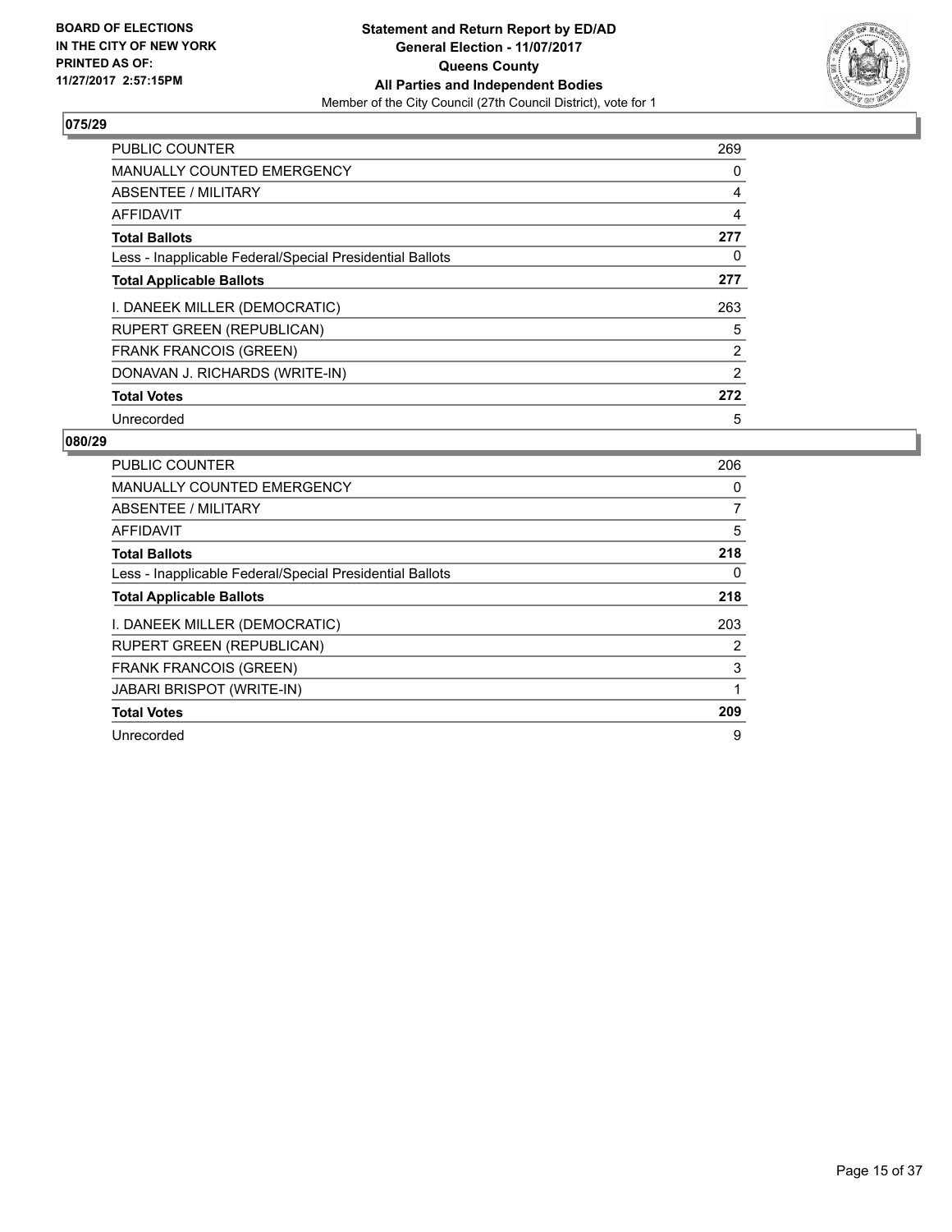BOARD OF ELECTIONS
IN THE CITY OF NEW YORK
PRINTED AS OF:
11/27/2017 2:57:15PM

**Statement and Return Report by ED/AD**
**General Election - 11/07/2017**
**Queens County**
**All Parties and Independent Bodies**
Member of the City Council (27th Council District), vote for 1

## 075/29

| | |
|---|---|
| PUBLIC COUNTER | 269 |
| MANUALLY COUNTED EMERGENCY | 0 |
| ABSENTEE / MILITARY | 4 |
| AFFIDAVIT | 4 |
| **Total Ballots** | **277** |
| Less - Inapplicable Federal/Special Presidential Ballots | 0 |
| **Total Applicable Ballots** | **277** |
| I. DANEEK MILLER (DEMOCRATIC) | 263 |
| RUPERT GREEN (REPUBLICAN) | 5 |
| FRANK FRANCOIS (GREEN) | 2 |
| DONAVAN J. RICHARDS (WRITE-IN) | 2 |
| **Total Votes** | **272** |
| Unrecorded | 5 |

## 080/29

| | |
|---|---|
| PUBLIC COUNTER | 206 |
| MANUALLY COUNTED EMERGENCY | 0 |
| ABSENTEE / MILITARY | 7 |
| AFFIDAVIT | 5 |
| **Total Ballots** | **218** |
| Less - Inapplicable Federal/Special Presidential Ballots | 0 |
| **Total Applicable Ballots** | **218** |
| I. DANEEK MILLER (DEMOCRATIC) | 203 |
| RUPERT GREEN (REPUBLICAN) | 2 |
| FRANK FRANCOIS (GREEN) | 3 |
| JABARI BRISPOT (WRITE-IN) | 1 |
| **Total Votes** | **209** |
| Unrecorded | 9 |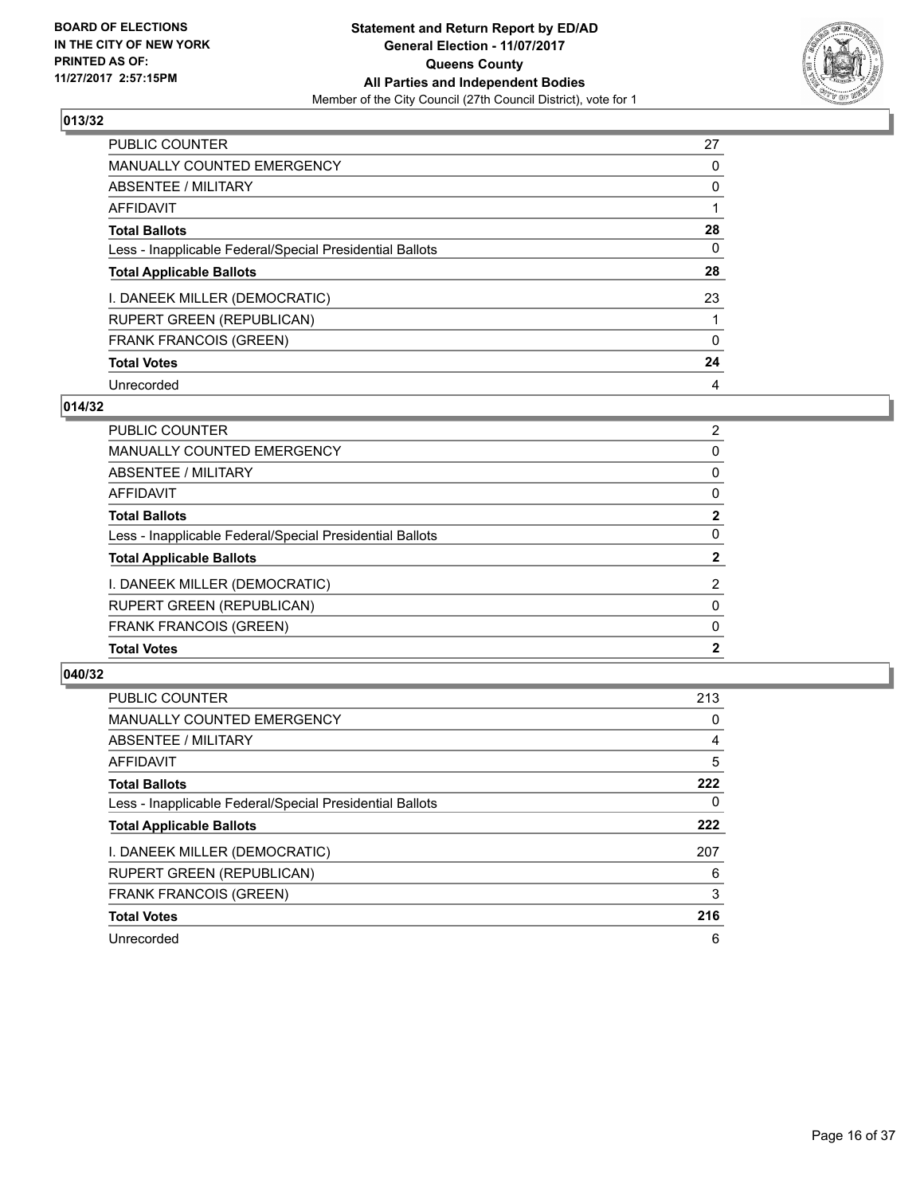## 013/32

| | |
|---|---|
| PUBLIC COUNTER | 27 |
| MANUALLY COUNTED EMERGENCY | 0 |
| ABSENTEE / MILITARY | 0 |
| AFFIDAVIT | 1 |
| **Total Ballots** | **28** |
| Less - Inapplicable Federal/Special Presidential Ballots | 0 |
| **Total Applicable Ballots** | **28** |
| I. DANEEK MILLER (DEMOCRATIC) | 23 |
| RUPERT GREEN (REPUBLICAN) | 1 |
| FRANK FRANCOIS (GREEN) | 0 |
| **Total Votes** | **24** |
| Unrecorded | 4 |

## 014/32

| | |
|---|---|
| PUBLIC COUNTER | 2 |
| MANUALLY COUNTED EMERGENCY | 0 |
| ABSENTEE / MILITARY | 0 |
| AFFIDAVIT | 0 |
| **Total Ballots** | **2** |
| Less - Inapplicable Federal/Special Presidential Ballots | 0 |
| **Total Applicable Ballots** | **2** |
| I. DANEEK MILLER (DEMOCRATIC) | 2 |
| RUPERT GREEN (REPUBLICAN) | 0 |
| FRANK FRANCOIS (GREEN) | 0 |
| **Total Votes** | **2** |

## 040/32

| | |
|---|---|
| PUBLIC COUNTER | 213 |
| MANUALLY COUNTED EMERGENCY | 0 |
| ABSENTEE / MILITARY | 4 |
| AFFIDAVIT | 5 |
| **Total Ballots** | **222** |
| Less - Inapplicable Federal/Special Presidential Ballots | 0 |
| **Total Applicable Ballots** | **222** |
| I. DANEEK MILLER (DEMOCRATIC) | 207 |
| RUPERT GREEN (REPUBLICAN) | 6 |
| FRANK FRANCOIS (GREEN) | 3 |
| **Total Votes** | **216** |
| Unrecorded | 6 |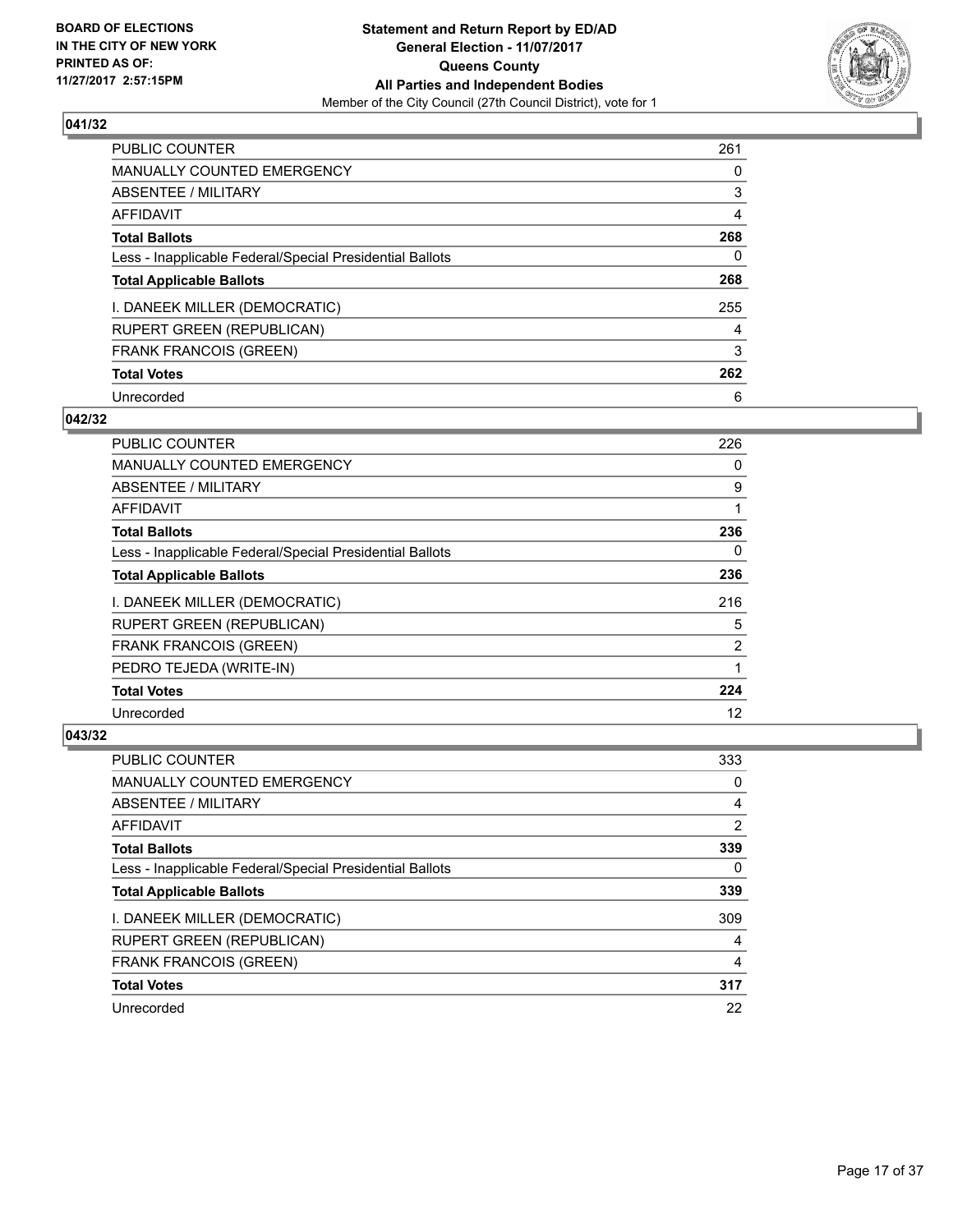BOARD OF ELECTIONS
IN THE CITY OF NEW YORK
PRINTED AS OF:
11/27/2017 2:57:15PM

**Statement and Return Report by ED/AD**
**General Election - 11/07/2017**
**Queens County**
**All Parties and Independent Bodies**
Member of the City Council (27th Council District), vote for 1

## 041/32

| | |
|---|---|
| PUBLIC COUNTER | 261 |
| MANUALLY COUNTED EMERGENCY | 0 |
| ABSENTEE / MILITARY | 3 |
| AFFIDAVIT | 4 |
| **Total Ballots** | **268** |
| Less - Inapplicable Federal/Special Presidential Ballots | 0 |
| **Total Applicable Ballots** | **268** |
| I. DANEEK MILLER (DEMOCRATIC) | 255 |
| RUPERT GREEN (REPUBLICAN) | 4 |
| FRANK FRANCOIS (GREEN) | 3 |
| **Total Votes** | **262** |
| Unrecorded | 6 |

## 042/32

| | |
|---|---|
| PUBLIC COUNTER | 226 |
| MANUALLY COUNTED EMERGENCY | 0 |
| ABSENTEE / MILITARY | 9 |
| AFFIDAVIT | 1 |
| **Total Ballots** | **236** |
| Less - Inapplicable Federal/Special Presidential Ballots | 0 |
| **Total Applicable Ballots** | **236** |
| I. DANEEK MILLER (DEMOCRATIC) | 216 |
| RUPERT GREEN (REPUBLICAN) | 5 |
| FRANK FRANCOIS (GREEN) | 2 |
| PEDRO TEJEDA (WRITE-IN) | 1 |
| **Total Votes** | **224** |
| Unrecorded | 12 |

## 043/32

| | |
|---|---|
| PUBLIC COUNTER | 333 |
| MANUALLY COUNTED EMERGENCY | 0 |
| ABSENTEE / MILITARY | 4 |
| AFFIDAVIT | 2 |
| **Total Ballots** | **339** |
| Less - Inapplicable Federal/Special Presidential Ballots | 0 |
| **Total Applicable Ballots** | **339** |
| I. DANEEK MILLER (DEMOCRATIC) | 309 |
| RUPERT GREEN (REPUBLICAN) | 4 |
| FRANK FRANCOIS (GREEN) | 4 |
| **Total Votes** | **317** |
| Unrecorded | 22 |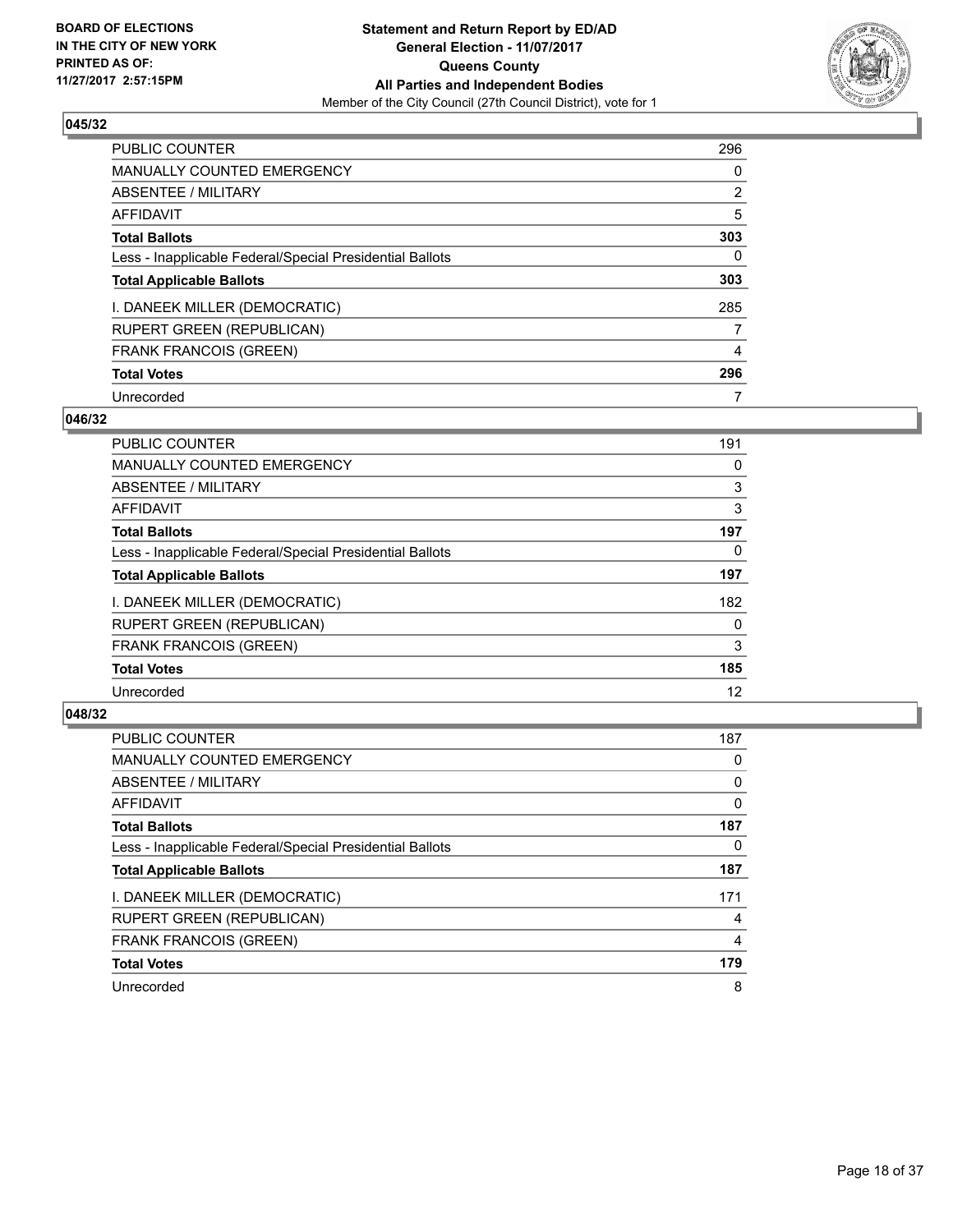**BOARD OF ELECTIONS IN THE CITY OF NEW YORK PRINTED AS OF: 11/27/2017 2:57:15PM**

**Statement and Return Report by ED/AD**
**General Election - 11/07/2017**
**Queens County**
**All Parties and Independent Bodies**
Member of the City Council (27th Council District), vote for 1

### 045/32

| | |
|---|---|
| PUBLIC COUNTER | 296 |
| MANUALLY COUNTED EMERGENCY | 0 |
| ABSENTEE / MILITARY | 2 |
| AFFIDAVIT | 5 |
| **Total Ballots** | **303** |
| Less - Inapplicable Federal/Special Presidential Ballots | 0 |
| **Total Applicable Ballots** | **303** |
| I. DANEEK MILLER (DEMOCRATIC) | 285 |
| RUPERT GREEN (REPUBLICAN) | 7 |
| FRANK FRANCOIS (GREEN) | 4 |
| **Total Votes** | **296** |
| Unrecorded | 7 |

### 046/32

| | |
|---|---|
| PUBLIC COUNTER | 191 |
| MANUALLY COUNTED EMERGENCY | 0 |
| ABSENTEE / MILITARY | 3 |
| AFFIDAVIT | 3 |
| **Total Ballots** | **197** |
| Less - Inapplicable Federal/Special Presidential Ballots | 0 |
| **Total Applicable Ballots** | **197** |
| I. DANEEK MILLER (DEMOCRATIC) | 182 |
| RUPERT GREEN (REPUBLICAN) | 0 |
| FRANK FRANCOIS (GREEN) | 3 |
| **Total Votes** | **185** |
| Unrecorded | 12 |

### 048/32

| | |
|---|---|
| PUBLIC COUNTER | 187 |
| MANUALLY COUNTED EMERGENCY | 0 |
| ABSENTEE / MILITARY | 0 |
| AFFIDAVIT | 0 |
| **Total Ballots** | **187** |
| Less - Inapplicable Federal/Special Presidential Ballots | 0 |
| **Total Applicable Ballots** | **187** |
| I. DANEEK MILLER (DEMOCRATIC) | 171 |
| RUPERT GREEN (REPUBLICAN) | 4 |
| FRANK FRANCOIS (GREEN) | 4 |
| **Total Votes** | **179** |
| Unrecorded | 8 |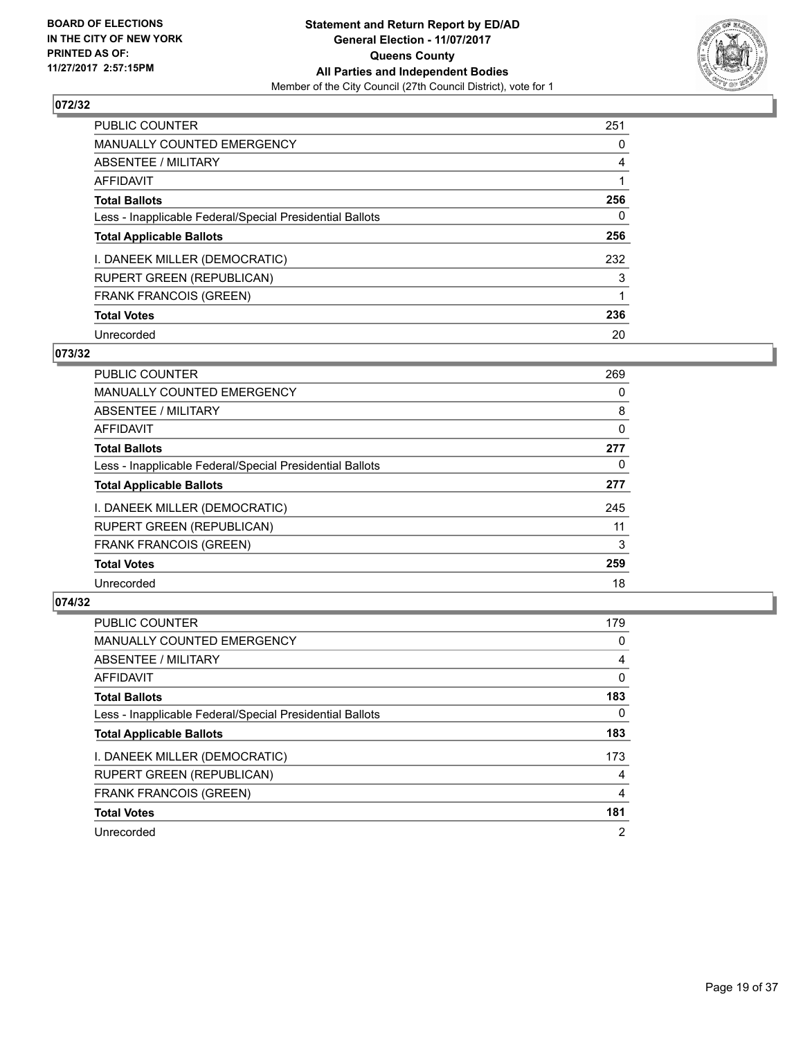BOARD OF ELECTIONS
IN THE CITY OF NEW YORK
PRINTED AS OF:
11/27/2017 2:57:15PM

**Statement and Return Report by ED/AD**
**General Election - 11/07/2017**
**Queens County**
**All Parties and Independent Bodies**
Member of the City Council (27th Council District), vote for 1

## 072/32

| | |
|---|---|
| PUBLIC COUNTER | 251 |
| MANUALLY COUNTED EMERGENCY | 0 |
| ABSENTEE / MILITARY | 4 |
| AFFIDAVIT | 1 |
| **Total Ballots** | **256** |
| Less - Inapplicable Federal/Special Presidential Ballots | 0 |
| **Total Applicable Ballots** | **256** |
| I. DANEEK MILLER (DEMOCRATIC) | 232 |
| RUPERT GREEN (REPUBLICAN) | 3 |
| FRANK FRANCOIS (GREEN) | 1 |
| **Total Votes** | **236** |
| Unrecorded | 20 |

## 073/32

| | |
|---|---|
| PUBLIC COUNTER | 269 |
| MANUALLY COUNTED EMERGENCY | 0 |
| ABSENTEE / MILITARY | 8 |
| AFFIDAVIT | 0 |
| **Total Ballots** | **277** |
| Less - Inapplicable Federal/Special Presidential Ballots | 0 |
| **Total Applicable Ballots** | **277** |
| I. DANEEK MILLER (DEMOCRATIC) | 245 |
| RUPERT GREEN (REPUBLICAN) | 11 |
| FRANK FRANCOIS (GREEN) | 3 |
| **Total Votes** | **259** |
| Unrecorded | 18 |

## 074/32

| | |
|---|---|
| PUBLIC COUNTER | 179 |
| MANUALLY COUNTED EMERGENCY | 0 |
| ABSENTEE / MILITARY | 4 |
| AFFIDAVIT | 0 |
| **Total Ballots** | **183** |
| Less - Inapplicable Federal/Special Presidential Ballots | 0 |
| **Total Applicable Ballots** | **183** |
| I. DANEEK MILLER (DEMOCRATIC) | 173 |
| RUPERT GREEN (REPUBLICAN) | 4 |
| FRANK FRANCOIS (GREEN) | 4 |
| **Total Votes** | **181** |
| Unrecorded | 2 |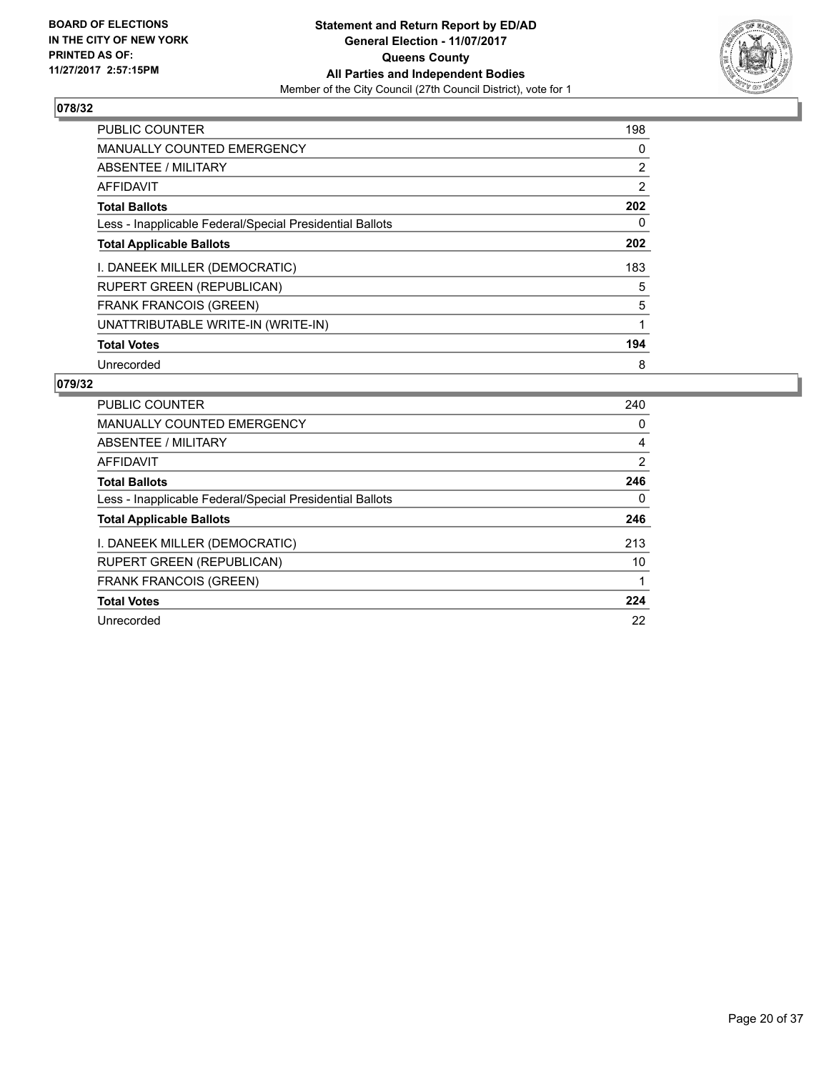**BOARD OF ELECTIONS IN THE CITY OF NEW YORK PRINTED AS OF: 11/27/2017 2:57:15PM**

**Statement and Return Report by ED/AD**
**General Election - 11/07/2017**
**Queens County**
**All Parties and Independent Bodies**
Member of the City Council (27th Council District), vote for 1

## 078/32

| | |
|---|---|
| PUBLIC COUNTER | 198 |
| MANUALLY COUNTED EMERGENCY | 0 |
| ABSENTEE / MILITARY | 2 |
| AFFIDAVIT | 2 |
| **Total Ballots** | **202** |
| Less - Inapplicable Federal/Special Presidential Ballots | 0 |
| **Total Applicable Ballots** | **202** |
| I. DANEEK MILLER (DEMOCRATIC) | 183 |
| RUPERT GREEN (REPUBLICAN) | 5 |
| FRANK FRANCOIS (GREEN) | 5 |
| UNATTRIBUTABLE WRITE-IN (WRITE-IN) | 1 |
| **Total Votes** | **194** |
| Unrecorded | 8 |

## 079/32

| | |
|---|---|
| PUBLIC COUNTER | 240 |
| MANUALLY COUNTED EMERGENCY | 0 |
| ABSENTEE / MILITARY | 4 |
| AFFIDAVIT | 2 |
| **Total Ballots** | **246** |
| Less - Inapplicable Federal/Special Presidential Ballots | 0 |
| **Total Applicable Ballots** | **246** |
| I. DANEEK MILLER (DEMOCRATIC) | 213 |
| RUPERT GREEN (REPUBLICAN) | 10 |
| FRANK FRANCOIS (GREEN) | 1 |
| **Total Votes** | **224** |
| Unrecorded | 22 |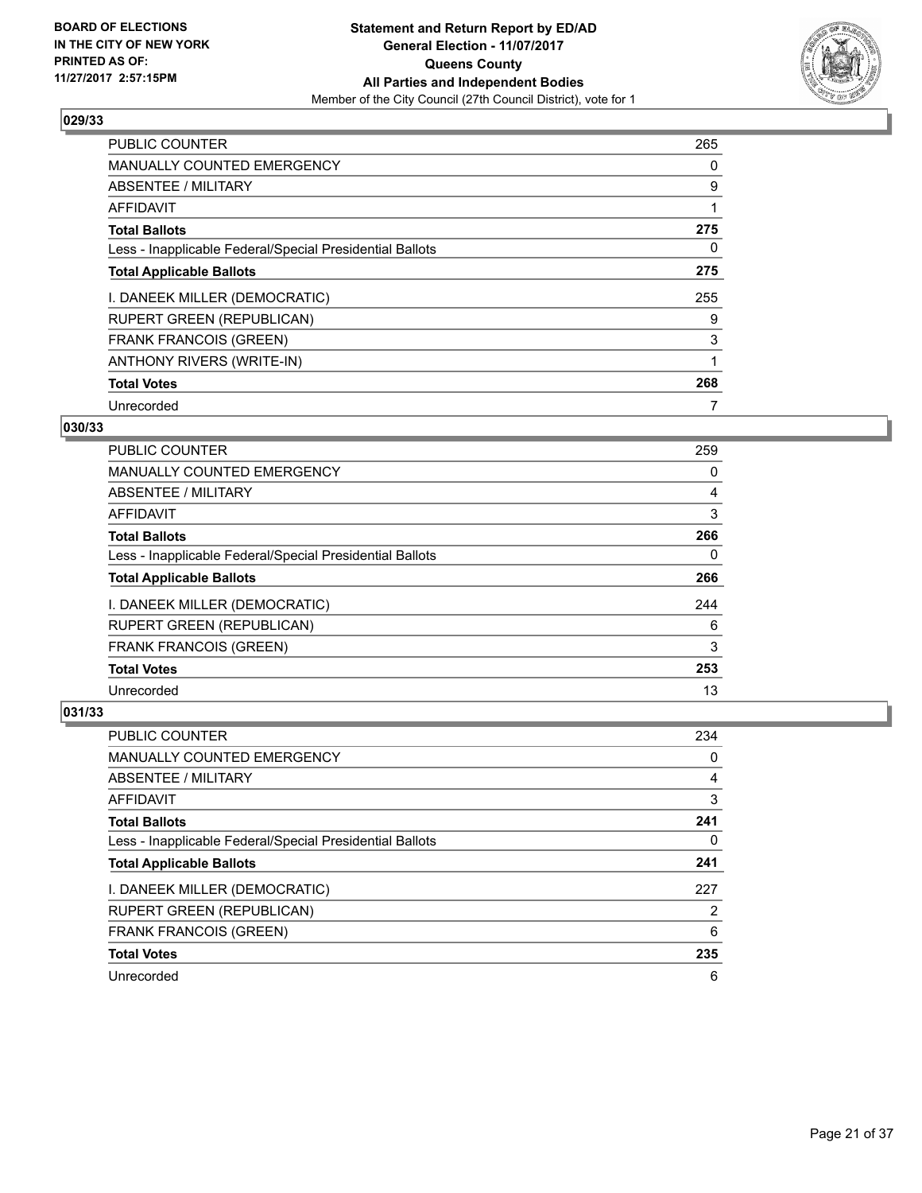BOARD OF ELECTIONS
IN THE CITY OF NEW YORK
PRINTED AS OF:
11/27/2017 2:57:15PM

**Statement and Return Report by ED/AD**
**General Election - 11/07/2017**
**Queens County**
**All Parties and Independent Bodies**
Member of the City Council (27th Council District), vote for 1

### 029/33

| | |
|---|---|
| PUBLIC COUNTER | 265 |
| MANUALLY COUNTED EMERGENCY | 0 |
| ABSENTEE / MILITARY | 9 |
| AFFIDAVIT | 1 |
| **Total Ballots** | **275** |
| Less - Inapplicable Federal/Special Presidential Ballots | 0 |
| **Total Applicable Ballots** | **275** |
| I. DANEEK MILLER (DEMOCRATIC) | 255 |
| RUPERT GREEN (REPUBLICAN) | 9 |
| FRANK FRANCOIS (GREEN) | 3 |
| ANTHONY RIVERS (WRITE-IN) | 1 |
| **Total Votes** | **268** |
| Unrecorded | 7 |

### 030/33

| | |
|---|---|
| PUBLIC COUNTER | 259 |
| MANUALLY COUNTED EMERGENCY | 0 |
| ABSENTEE / MILITARY | 4 |
| AFFIDAVIT | 3 |
| **Total Ballots** | **266** |
| Less - Inapplicable Federal/Special Presidential Ballots | 0 |
| **Total Applicable Ballots** | **266** |
| I. DANEEK MILLER (DEMOCRATIC) | 244 |
| RUPERT GREEN (REPUBLICAN) | 6 |
| FRANK FRANCOIS (GREEN) | 3 |
| **Total Votes** | **253** |
| Unrecorded | 13 |

### 031/33

| | |
|---|---|
| PUBLIC COUNTER | 234 |
| MANUALLY COUNTED EMERGENCY | 0 |
| ABSENTEE / MILITARY | 4 |
| AFFIDAVIT | 3 |
| **Total Ballots** | **241** |
| Less - Inapplicable Federal/Special Presidential Ballots | 0 |
| **Total Applicable Ballots** | **241** |
| I. DANEEK MILLER (DEMOCRATIC) | 227 |
| RUPERT GREEN (REPUBLICAN) | 2 |
| FRANK FRANCOIS (GREEN) | 6 |
| **Total Votes** | **235** |
| Unrecorded | 6 |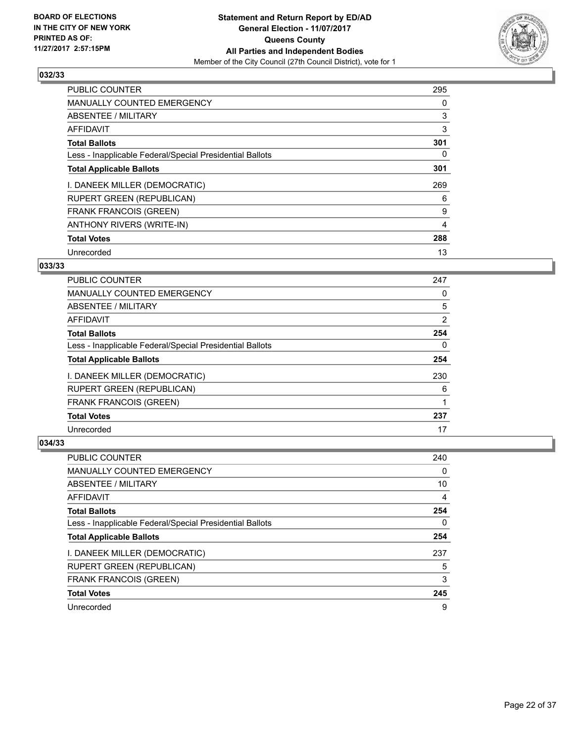BOARD OF ELECTIONS
IN THE CITY OF NEW YORK
PRINTED AS OF:
11/27/2017 2:57:15PM

**Statement and Return Report by ED/AD**
**General Election - 11/07/2017**
**Queens County**
**All Parties and Independent Bodies**
Member of the City Council (27th Council District), vote for 1

### 032/33

| | |
|---|---|
| PUBLIC COUNTER | 295 |
| MANUALLY COUNTED EMERGENCY | 0 |
| ABSENTEE / MILITARY | 3 |
| AFFIDAVIT | 3 |
| **Total Ballots** | **301** |
| Less - Inapplicable Federal/Special Presidential Ballots | 0 |
| **Total Applicable Ballots** | **301** |
| I. DANEEK MILLER (DEMOCRATIC) | 269 |
| RUPERT GREEN (REPUBLICAN) | 6 |
| FRANK FRANCOIS (GREEN) | 9 |
| ANTHONY RIVERS (WRITE-IN) | 4 |
| **Total Votes** | **288** |
| Unrecorded | 13 |

### 033/33

| | |
|---|---|
| PUBLIC COUNTER | 247 |
| MANUALLY COUNTED EMERGENCY | 0 |
| ABSENTEE / MILITARY | 5 |
| AFFIDAVIT | 2 |
| **Total Ballots** | **254** |
| Less - Inapplicable Federal/Special Presidential Ballots | 0 |
| **Total Applicable Ballots** | **254** |
| I. DANEEK MILLER (DEMOCRATIC) | 230 |
| RUPERT GREEN (REPUBLICAN) | 6 |
| FRANK FRANCOIS (GREEN) | 1 |
| **Total Votes** | **237** |
| Unrecorded | 17 |

### 034/33

| | |
|---|---|
| PUBLIC COUNTER | 240 |
| MANUALLY COUNTED EMERGENCY | 0 |
| ABSENTEE / MILITARY | 10 |
| AFFIDAVIT | 4 |
| **Total Ballots** | **254** |
| Less - Inapplicable Federal/Special Presidential Ballots | 0 |
| **Total Applicable Ballots** | **254** |
| I. DANEEK MILLER (DEMOCRATIC) | 237 |
| RUPERT GREEN (REPUBLICAN) | 5 |
| FRANK FRANCOIS (GREEN) | 3 |
| **Total Votes** | **245** |
| Unrecorded | 9 |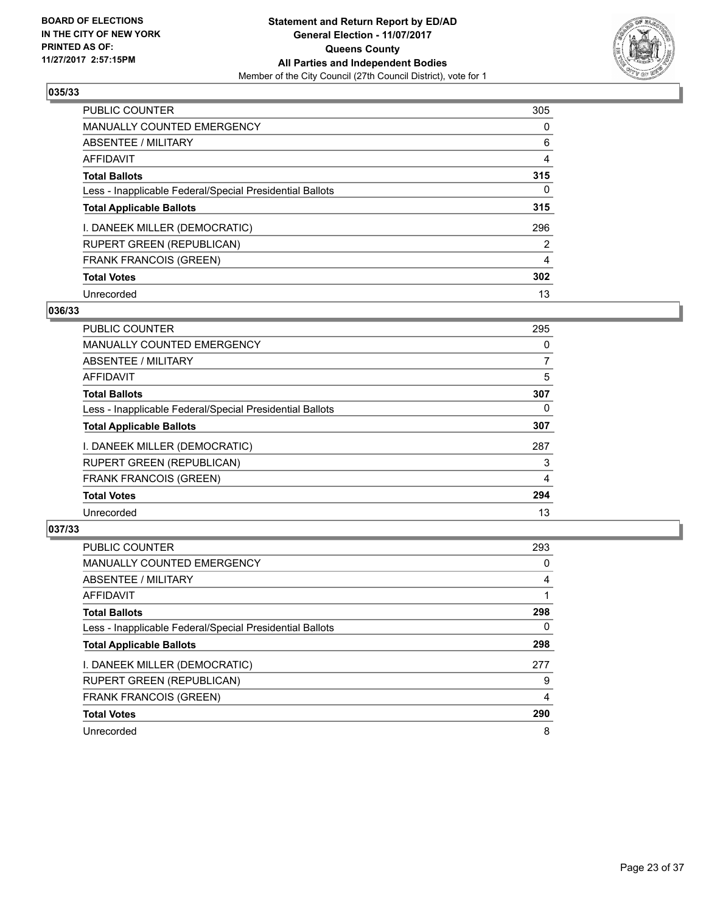BOARD OF ELECTIONS
IN THE CITY OF NEW YORK
PRINTED AS OF:
11/27/2017 2:57:15PM

**Statement and Return Report by ED/AD**
**General Election - 11/07/2017**
**Queens County**
**All Parties and Independent Bodies**
Member of the City Council (27th Council District), vote for 1

### 035/33

| | |
|---|---|
| PUBLIC COUNTER | 305 |
| MANUALLY COUNTED EMERGENCY | 0 |
| ABSENTEE / MILITARY | 6 |
| AFFIDAVIT | 4 |
| **Total Ballots** | **315** |
| Less - Inapplicable Federal/Special Presidential Ballots | 0 |
| **Total Applicable Ballots** | **315** |
| I. DANEEK MILLER (DEMOCRATIC) | 296 |
| RUPERT GREEN (REPUBLICAN) | 2 |
| FRANK FRANCOIS (GREEN) | 4 |
| **Total Votes** | **302** |
| Unrecorded | 13 |

### 036/33

| | |
|---|---|
| PUBLIC COUNTER | 295 |
| MANUALLY COUNTED EMERGENCY | 0 |
| ABSENTEE / MILITARY | 7 |
| AFFIDAVIT | 5 |
| **Total Ballots** | **307** |
| Less - Inapplicable Federal/Special Presidential Ballots | 0 |
| **Total Applicable Ballots** | **307** |
| I. DANEEK MILLER (DEMOCRATIC) | 287 |
| RUPERT GREEN (REPUBLICAN) | 3 |
| FRANK FRANCOIS (GREEN) | 4 |
| **Total Votes** | **294** |
| Unrecorded | 13 |

### 037/33

| | |
|---|---|
| PUBLIC COUNTER | 293 |
| MANUALLY COUNTED EMERGENCY | 0 |
| ABSENTEE / MILITARY | 4 |
| AFFIDAVIT | 1 |
| **Total Ballots** | **298** |
| Less - Inapplicable Federal/Special Presidential Ballots | 0 |
| **Total Applicable Ballots** | **298** |
| I. DANEEK MILLER (DEMOCRATIC) | 277 |
| RUPERT GREEN (REPUBLICAN) | 9 |
| FRANK FRANCOIS (GREEN) | 4 |
| **Total Votes** | **290** |
| Unrecorded | 8 |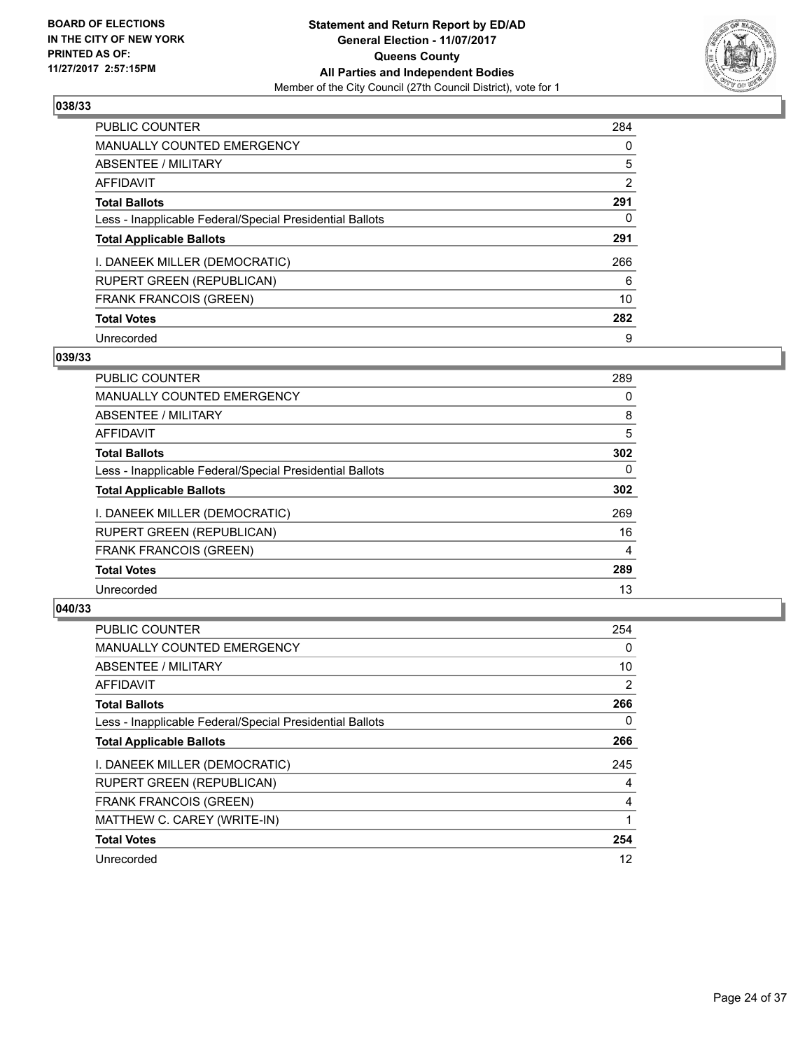**BOARD OF ELECTIONS IN THE CITY OF NEW YORK PRINTED AS OF: 11/27/2017 2:57:15PM**

**Statement and Return Report by ED/AD**
**General Election - 11/07/2017**
**Queens County**
**All Parties and Independent Bodies**
Member of the City Council (27th Council District), vote for 1

### 038/33

| | |
|---|---|
| PUBLIC COUNTER | 284 |
| MANUALLY COUNTED EMERGENCY | 0 |
| ABSENTEE / MILITARY | 5 |
| AFFIDAVIT | 2 |
| **Total Ballots** | **291** |
| Less - Inapplicable Federal/Special Presidential Ballots | 0 |
| **Total Applicable Ballots** | **291** |
| I. DANEEK MILLER (DEMOCRATIC) | 266 |
| RUPERT GREEN (REPUBLICAN) | 6 |
| FRANK FRANCOIS (GREEN) | 10 |
| **Total Votes** | **282** |
| Unrecorded | 9 |

### 039/33

| | |
|---|---|
| PUBLIC COUNTER | 289 |
| MANUALLY COUNTED EMERGENCY | 0 |
| ABSENTEE / MILITARY | 8 |
| AFFIDAVIT | 5 |
| **Total Ballots** | **302** |
| Less - Inapplicable Federal/Special Presidential Ballots | 0 |
| **Total Applicable Ballots** | **302** |
| I. DANEEK MILLER (DEMOCRATIC) | 269 |
| RUPERT GREEN (REPUBLICAN) | 16 |
| FRANK FRANCOIS (GREEN) | 4 |
| **Total Votes** | **289** |
| Unrecorded | 13 |

### 040/33

| | |
|---|---|
| PUBLIC COUNTER | 254 |
| MANUALLY COUNTED EMERGENCY | 0 |
| ABSENTEE / MILITARY | 10 |
| AFFIDAVIT | 2 |
| **Total Ballots** | **266** |
| Less - Inapplicable Federal/Special Presidential Ballots | 0 |
| **Total Applicable Ballots** | **266** |
| I. DANEEK MILLER (DEMOCRATIC) | 245 |
| RUPERT GREEN (REPUBLICAN) | 4 |
| FRANK FRANCOIS (GREEN) | 4 |
| MATTHEW C. CAREY (WRITE-IN) | 1 |
| **Total Votes** | **254** |
| Unrecorded | 12 |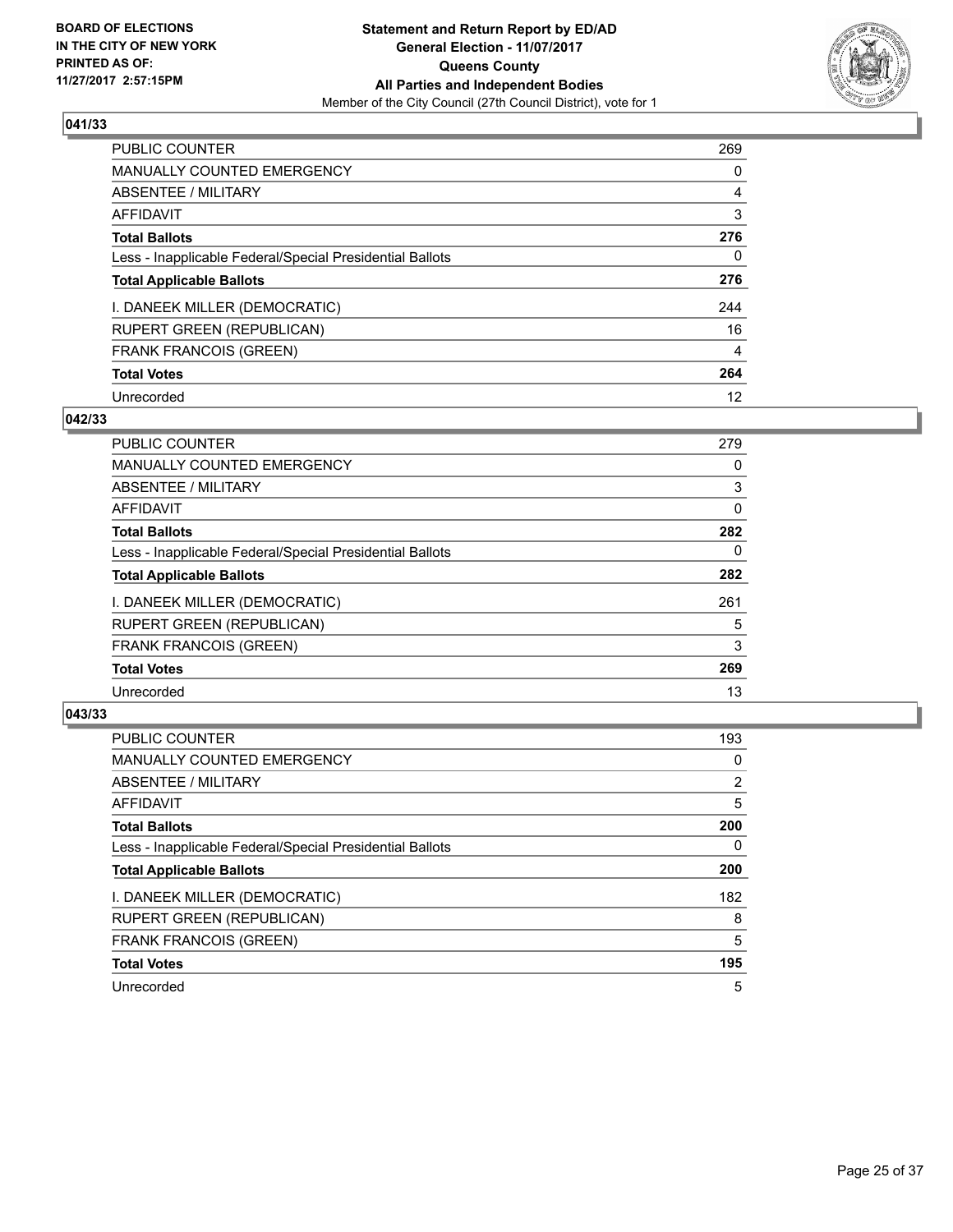BOARD OF ELECTIONS
IN THE CITY OF NEW YORK
PRINTED AS OF:
11/27/2017 2:57:15PM

**Statement and Return Report by ED/AD**
**General Election - 11/07/2017**
**Queens County**
**All Parties and Independent Bodies**
Member of the City Council (27th Council District), vote for 1

### 041/33

| | |
|---|---|
| PUBLIC COUNTER | 269 |
| MANUALLY COUNTED EMERGENCY | 0 |
| ABSENTEE / MILITARY | 4 |
| AFFIDAVIT | 3 |
| **Total Ballots** | **276** |
| Less - Inapplicable Federal/Special Presidential Ballots | 0 |
| **Total Applicable Ballots** | **276** |
| I. DANEEK MILLER (DEMOCRATIC) | 244 |
| RUPERT GREEN (REPUBLICAN) | 16 |
| FRANK FRANCOIS (GREEN) | 4 |
| **Total Votes** | **264** |
| Unrecorded | 12 |

### 042/33

| | |
|---|---|
| PUBLIC COUNTER | 279 |
| MANUALLY COUNTED EMERGENCY | 0 |
| ABSENTEE / MILITARY | 3 |
| AFFIDAVIT | 0 |
| **Total Ballots** | **282** |
| Less - Inapplicable Federal/Special Presidential Ballots | 0 |
| **Total Applicable Ballots** | **282** |
| I. DANEEK MILLER (DEMOCRATIC) | 261 |
| RUPERT GREEN (REPUBLICAN) | 5 |
| FRANK FRANCOIS (GREEN) | 3 |
| **Total Votes** | **269** |
| Unrecorded | 13 |

### 043/33

| | |
|---|---|
| PUBLIC COUNTER | 193 |
| MANUALLY COUNTED EMERGENCY | 0 |
| ABSENTEE / MILITARY | 2 |
| AFFIDAVIT | 5 |
| **Total Ballots** | **200** |
| Less - Inapplicable Federal/Special Presidential Ballots | 0 |
| **Total Applicable Ballots** | **200** |
| I. DANEEK MILLER (DEMOCRATIC) | 182 |
| RUPERT GREEN (REPUBLICAN) | 8 |
| FRANK FRANCOIS (GREEN) | 5 |
| **Total Votes** | **195** |
| Unrecorded | 5 |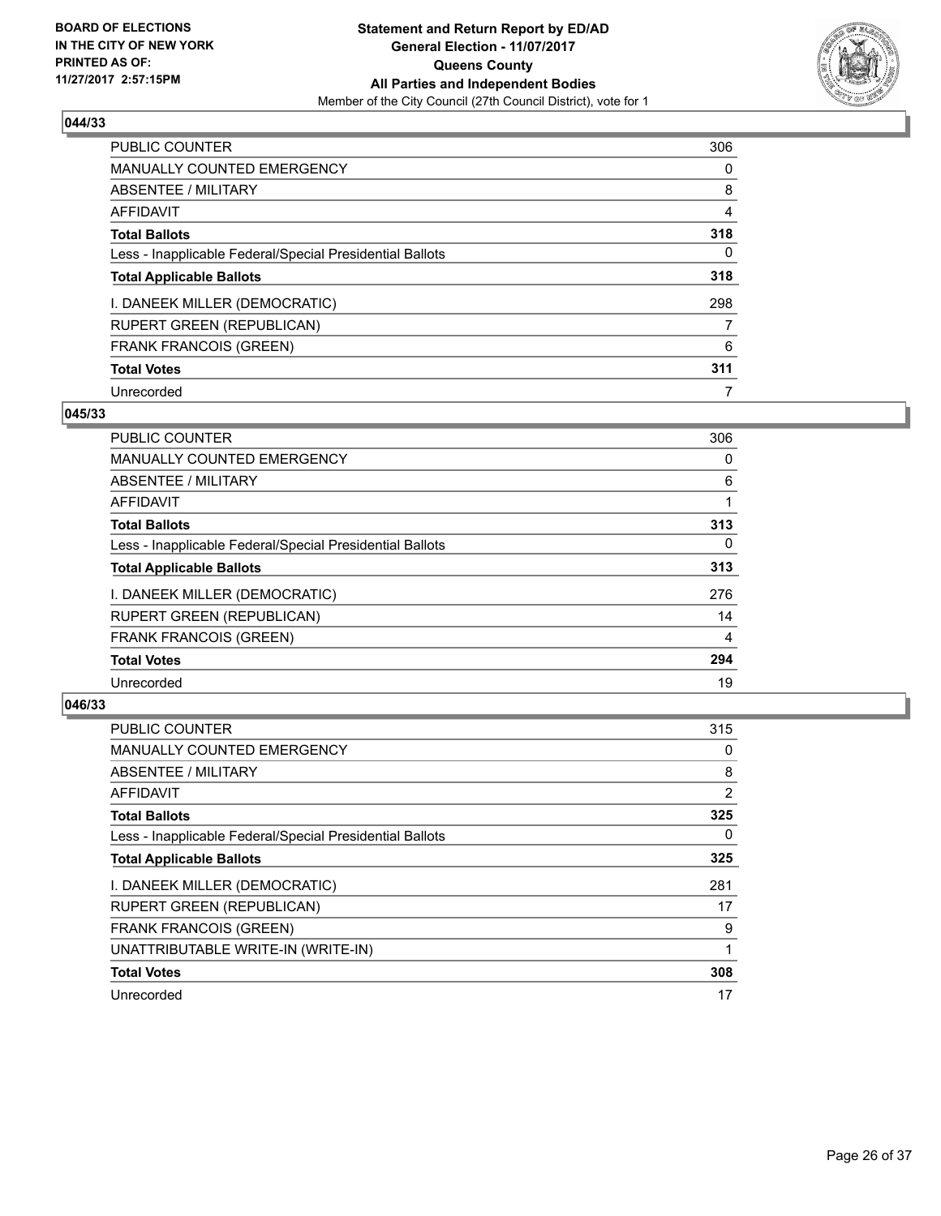**BOARD OF ELECTIONS IN THE CITY OF NEW YORK PRINTED AS OF: 11/27/2017 2:57:15PM**

**Statement and Return Report by ED/AD General Election - 11/07/2017 Queens County All Parties and Independent Bodies**
Member of the City Council (27th Council District), vote for 1

### 044/33

| | |
|---|---|
| PUBLIC COUNTER | 306 |
| MANUALLY COUNTED EMERGENCY | 0 |
| ABSENTEE / MILITARY | 8 |
| AFFIDAVIT | 4 |
| **Total Ballots** | **318** |
| Less - Inapplicable Federal/Special Presidential Ballots | 0 |
| **Total Applicable Ballots** | **318** |
| I. DANEEK MILLER (DEMOCRATIC) | 298 |
| RUPERT GREEN (REPUBLICAN) | 7 |
| FRANK FRANCOIS (GREEN) | 6 |
| **Total Votes** | **311** |
| Unrecorded | 7 |

### 045/33

| | |
|---|---|
| PUBLIC COUNTER | 306 |
| MANUALLY COUNTED EMERGENCY | 0 |
| ABSENTEE / MILITARY | 6 |
| AFFIDAVIT | 1 |
| **Total Ballots** | **313** |
| Less - Inapplicable Federal/Special Presidential Ballots | 0 |
| **Total Applicable Ballots** | **313** |
| I. DANEEK MILLER (DEMOCRATIC) | 276 |
| RUPERT GREEN (REPUBLICAN) | 14 |
| FRANK FRANCOIS (GREEN) | 4 |
| **Total Votes** | **294** |
| Unrecorded | 19 |

### 046/33

| | |
|---|---|
| PUBLIC COUNTER | 315 |
| MANUALLY COUNTED EMERGENCY | 0 |
| ABSENTEE / MILITARY | 8 |
| AFFIDAVIT | 2 |
| **Total Ballots** | **325** |
| Less - Inapplicable Federal/Special Presidential Ballots | 0 |
| **Total Applicable Ballots** | **325** |
| I. DANEEK MILLER (DEMOCRATIC) | 281 |
| RUPERT GREEN (REPUBLICAN) | 17 |
| FRANK FRANCOIS (GREEN) | 9 |
| UNATTRIBUTABLE WRITE-IN (WRITE-IN) | 1 |
| **Total Votes** | **308** |
| Unrecorded | 17 |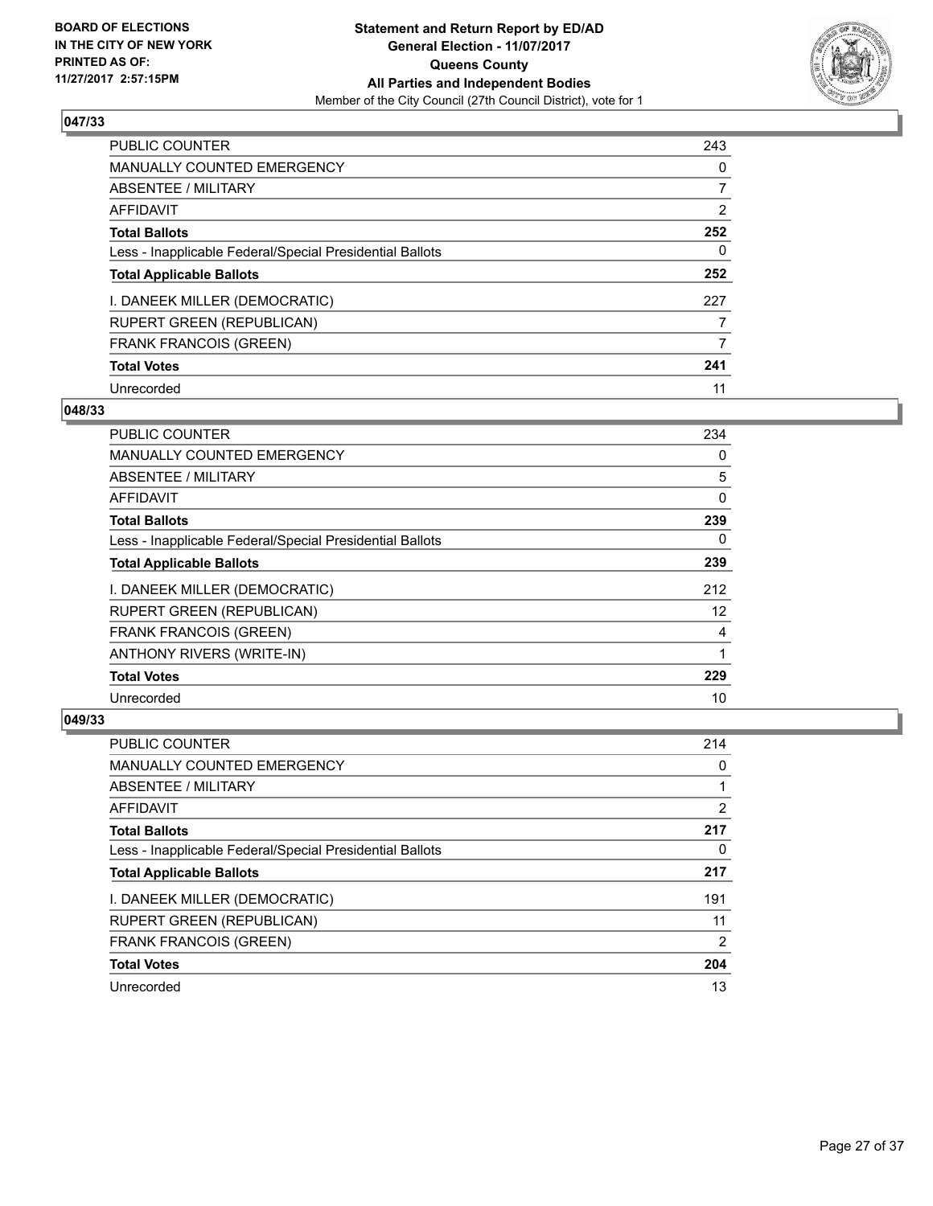BOARD OF ELECTIONS
IN THE CITY OF NEW YORK
PRINTED AS OF:
11/27/2017 2:57:15PM

**Statement and Return Report by ED/AD**
**General Election - 11/07/2017**
**Queens County**
**All Parties and Independent Bodies**
Member of the City Council (27th Council District), vote for 1

## 047/33

| | |
|---|---|
| PUBLIC COUNTER | 243 |
| MANUALLY COUNTED EMERGENCY | 0 |
| ABSENTEE / MILITARY | 7 |
| AFFIDAVIT | 2 |
| **Total Ballots** | **252** |
| Less - Inapplicable Federal/Special Presidential Ballots | 0 |
| **Total Applicable Ballots** | **252** |
| I. DANEEK MILLER (DEMOCRATIC) | 227 |
| RUPERT GREEN (REPUBLICAN) | 7 |
| FRANK FRANCOIS (GREEN) | 7 |
| **Total Votes** | **241** |
| Unrecorded | 11 |

## 048/33

| | |
|---|---|
| PUBLIC COUNTER | 234 |
| MANUALLY COUNTED EMERGENCY | 0 |
| ABSENTEE / MILITARY | 5 |
| AFFIDAVIT | 0 |
| **Total Ballots** | **239** |
| Less - Inapplicable Federal/Special Presidential Ballots | 0 |
| **Total Applicable Ballots** | **239** |
| I. DANEEK MILLER (DEMOCRATIC) | 212 |
| RUPERT GREEN (REPUBLICAN) | 12 |
| FRANK FRANCOIS (GREEN) | 4 |
| ANTHONY RIVERS (WRITE-IN) | 1 |
| **Total Votes** | **229** |
| Unrecorded | 10 |

## 049/33

| | |
|---|---|
| PUBLIC COUNTER | 214 |
| MANUALLY COUNTED EMERGENCY | 0 |
| ABSENTEE / MILITARY | 1 |
| AFFIDAVIT | 2 |
| **Total Ballots** | **217** |
| Less - Inapplicable Federal/Special Presidential Ballots | 0 |
| **Total Applicable Ballots** | **217** |
| I. DANEEK MILLER (DEMOCRATIC) | 191 |
| RUPERT GREEN (REPUBLICAN) | 11 |
| FRANK FRANCOIS (GREEN) | 2 |
| **Total Votes** | **204** |
| Unrecorded | 13 |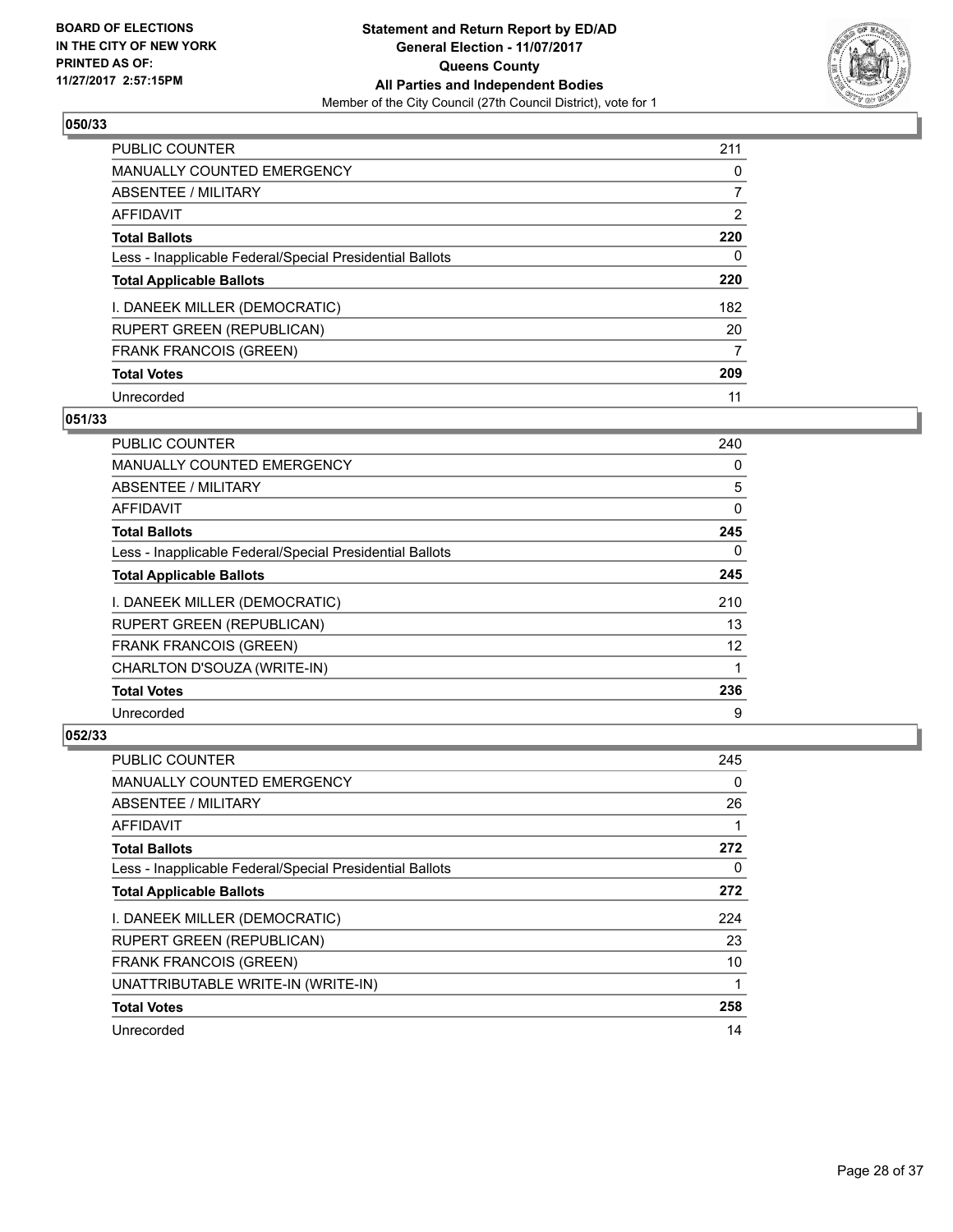**BOARD OF ELECTIONS IN THE CITY OF NEW YORK PRINTED AS OF: 11/27/2017 2:57:15PM**

**Statement and Return Report by ED/AD General Election - 11/07/2017 Queens County All Parties and Independent Bodies**
Member of the City Council (27th Council District), vote for 1

### 050/33

| | |
|---|---|
| PUBLIC COUNTER | 211 |
| MANUALLY COUNTED EMERGENCY | 0 |
| ABSENTEE / MILITARY | 7 |
| AFFIDAVIT | 2 |
| **Total Ballots** | **220** |
| Less - Inapplicable Federal/Special Presidential Ballots | 0 |
| **Total Applicable Ballots** | **220** |
| I. DANEEK MILLER (DEMOCRATIC) | 182 |
| RUPERT GREEN (REPUBLICAN) | 20 |
| FRANK FRANCOIS (GREEN) | 7 |
| **Total Votes** | **209** |
| Unrecorded | 11 |

### 051/33

| | |
|---|---|
| PUBLIC COUNTER | 240 |
| MANUALLY COUNTED EMERGENCY | 0 |
| ABSENTEE / MILITARY | 5 |
| AFFIDAVIT | 0 |
| **Total Ballots** | **245** |
| Less - Inapplicable Federal/Special Presidential Ballots | 0 |
| **Total Applicable Ballots** | **245** |
| I. DANEEK MILLER (DEMOCRATIC) | 210 |
| RUPERT GREEN (REPUBLICAN) | 13 |
| FRANK FRANCOIS (GREEN) | 12 |
| CHARLTON D'SOUZA (WRITE-IN) | 1 |
| **Total Votes** | **236** |
| Unrecorded | 9 |

### 052/33

| | |
|---|---|
| PUBLIC COUNTER | 245 |
| MANUALLY COUNTED EMERGENCY | 0 |
| ABSENTEE / MILITARY | 26 |
| AFFIDAVIT | 1 |
| **Total Ballots** | **272** |
| Less - Inapplicable Federal/Special Presidential Ballots | 0 |
| **Total Applicable Ballots** | **272** |
| I. DANEEK MILLER (DEMOCRATIC) | 224 |
| RUPERT GREEN (REPUBLICAN) | 23 |
| FRANK FRANCOIS (GREEN) | 10 |
| UNATTRIBUTABLE WRITE-IN (WRITE-IN) | 1 |
| **Total Votes** | **258** |
| Unrecorded | 14 |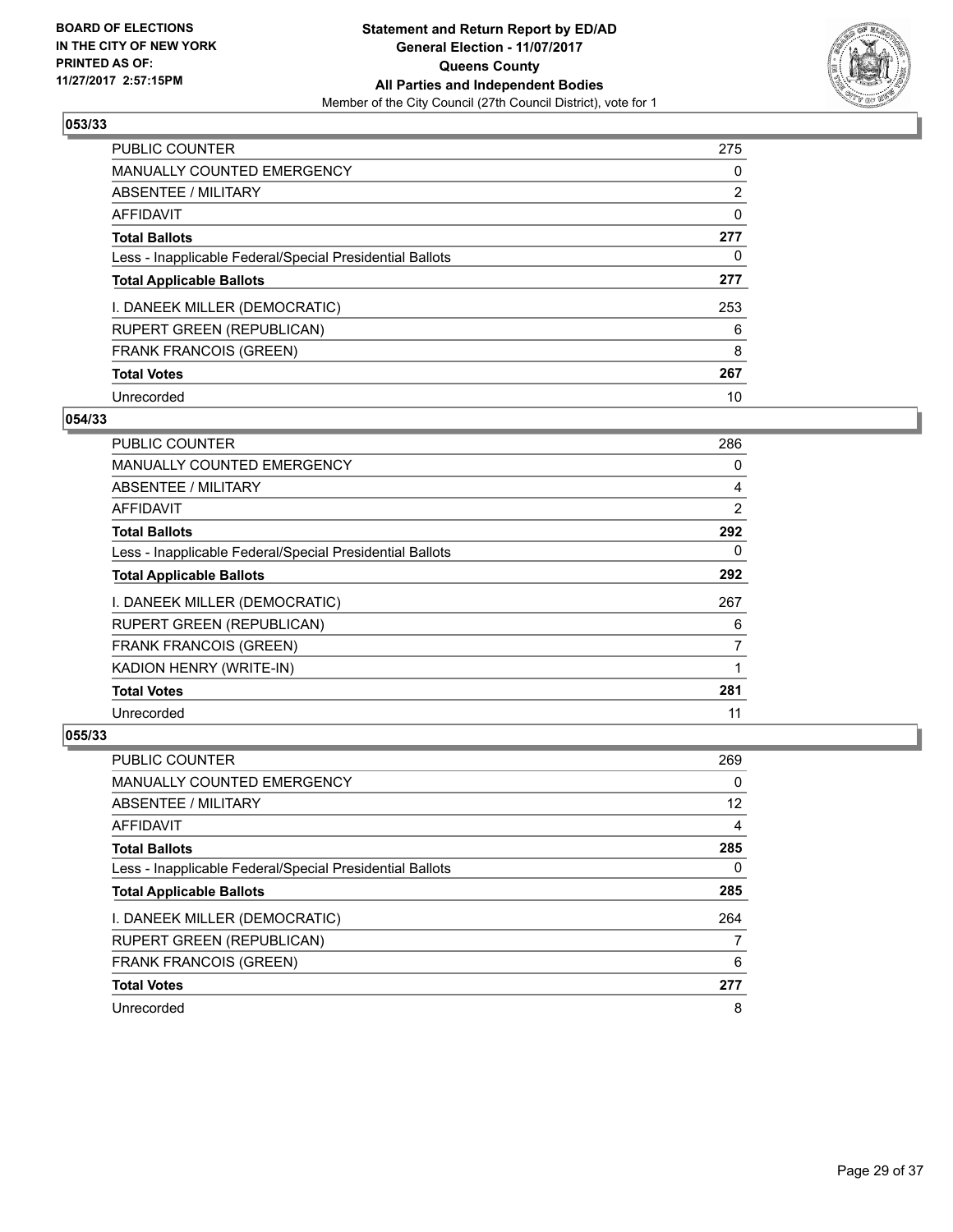BOARD OF ELECTIONS
IN THE CITY OF NEW YORK
PRINTED AS OF:
11/27/2017 2:57:15PM

**Statement and Return Report by ED/AD**
**General Election - 11/07/2017**
**Queens County**
**All Parties and Independent Bodies**
Member of the City Council (27th Council District), vote for 1

### 053/33

| | |
|---|---|
| PUBLIC COUNTER | 275 |
| MANUALLY COUNTED EMERGENCY | 0 |
| ABSENTEE / MILITARY | 2 |
| AFFIDAVIT | 0 |
| **Total Ballots** | **277** |
| Less - Inapplicable Federal/Special Presidential Ballots | 0 |
| **Total Applicable Ballots** | **277** |
| I. DANEEK MILLER (DEMOCRATIC) | 253 |
| RUPERT GREEN (REPUBLICAN) | 6 |
| FRANK FRANCOIS (GREEN) | 8 |
| **Total Votes** | **267** |
| Unrecorded | 10 |

### 054/33

| | |
|---|---|
| PUBLIC COUNTER | 286 |
| MANUALLY COUNTED EMERGENCY | 0 |
| ABSENTEE / MILITARY | 4 |
| AFFIDAVIT | 2 |
| **Total Ballots** | **292** |
| Less - Inapplicable Federal/Special Presidential Ballots | 0 |
| **Total Applicable Ballots** | **292** |
| I. DANEEK MILLER (DEMOCRATIC) | 267 |
| RUPERT GREEN (REPUBLICAN) | 6 |
| FRANK FRANCOIS (GREEN) | 7 |
| KADION HENRY (WRITE-IN) | 1 |
| **Total Votes** | **281** |
| Unrecorded | 11 |

### 055/33

| | |
|---|---|
| PUBLIC COUNTER | 269 |
| MANUALLY COUNTED EMERGENCY | 0 |
| ABSENTEE / MILITARY | 12 |
| AFFIDAVIT | 4 |
| **Total Ballots** | **285** |
| Less - Inapplicable Federal/Special Presidential Ballots | 0 |
| **Total Applicable Ballots** | **285** |
| I. DANEEK MILLER (DEMOCRATIC) | 264 |
| RUPERT GREEN (REPUBLICAN) | 7 |
| FRANK FRANCOIS (GREEN) | 6 |
| **Total Votes** | **277** |
| Unrecorded | 8 |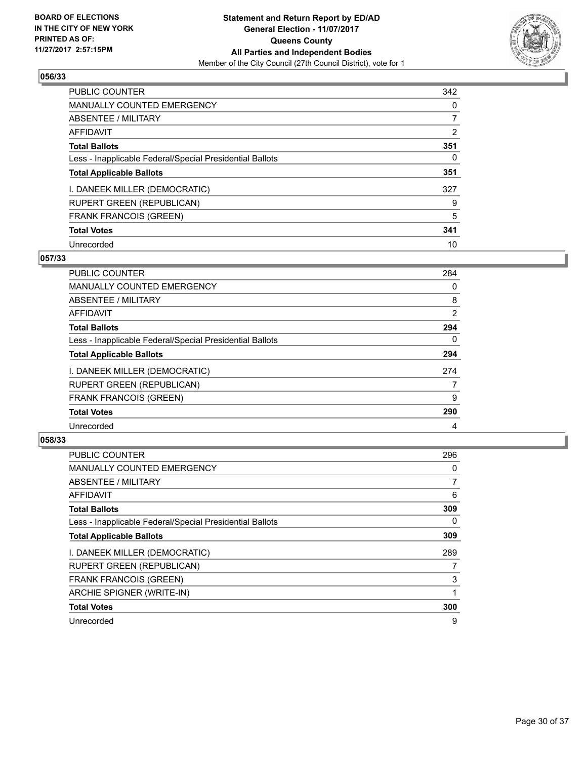**BOARD OF ELECTIONS IN THE CITY OF NEW YORK PRINTED AS OF: 11/27/2017 2:57:15PM**

**Statement and Return Report by ED/AD**
**General Election - 11/07/2017**
**Queens County**
**All Parties and Independent Bodies**
Member of the City Council (27th Council District), vote for 1

### 056/33

| | |
|---|---|
| PUBLIC COUNTER | 342 |
| MANUALLY COUNTED EMERGENCY | 0 |
| ABSENTEE / MILITARY | 7 |
| AFFIDAVIT | 2 |
| **Total Ballots** | **351** |
| Less - Inapplicable Federal/Special Presidential Ballots | 0 |
| **Total Applicable Ballots** | **351** |
| I. DANEEK MILLER (DEMOCRATIC) | 327 |
| RUPERT GREEN (REPUBLICAN) | 9 |
| FRANK FRANCOIS (GREEN) | 5 |
| **Total Votes** | **341** |
| Unrecorded | 10 |

### 057/33

| | |
|---|---|
| PUBLIC COUNTER | 284 |
| MANUALLY COUNTED EMERGENCY | 0 |
| ABSENTEE / MILITARY | 8 |
| AFFIDAVIT | 2 |
| **Total Ballots** | **294** |
| Less - Inapplicable Federal/Special Presidential Ballots | 0 |
| **Total Applicable Ballots** | **294** |
| I. DANEEK MILLER (DEMOCRATIC) | 274 |
| RUPERT GREEN (REPUBLICAN) | 7 |
| FRANK FRANCOIS (GREEN) | 9 |
| **Total Votes** | **290** |
| Unrecorded | 4 |

### 058/33

| | |
|---|---|
| PUBLIC COUNTER | 296 |
| MANUALLY COUNTED EMERGENCY | 0 |
| ABSENTEE / MILITARY | 7 |
| AFFIDAVIT | 6 |
| **Total Ballots** | **309** |
| Less - Inapplicable Federal/Special Presidential Ballots | 0 |
| **Total Applicable Ballots** | **309** |
| I. DANEEK MILLER (DEMOCRATIC) | 289 |
| RUPERT GREEN (REPUBLICAN) | 7 |
| FRANK FRANCOIS (GREEN) | 3 |
| ARCHIE SPIGNER (WRITE-IN) | 1 |
| **Total Votes** | **300** |
| Unrecorded | 9 |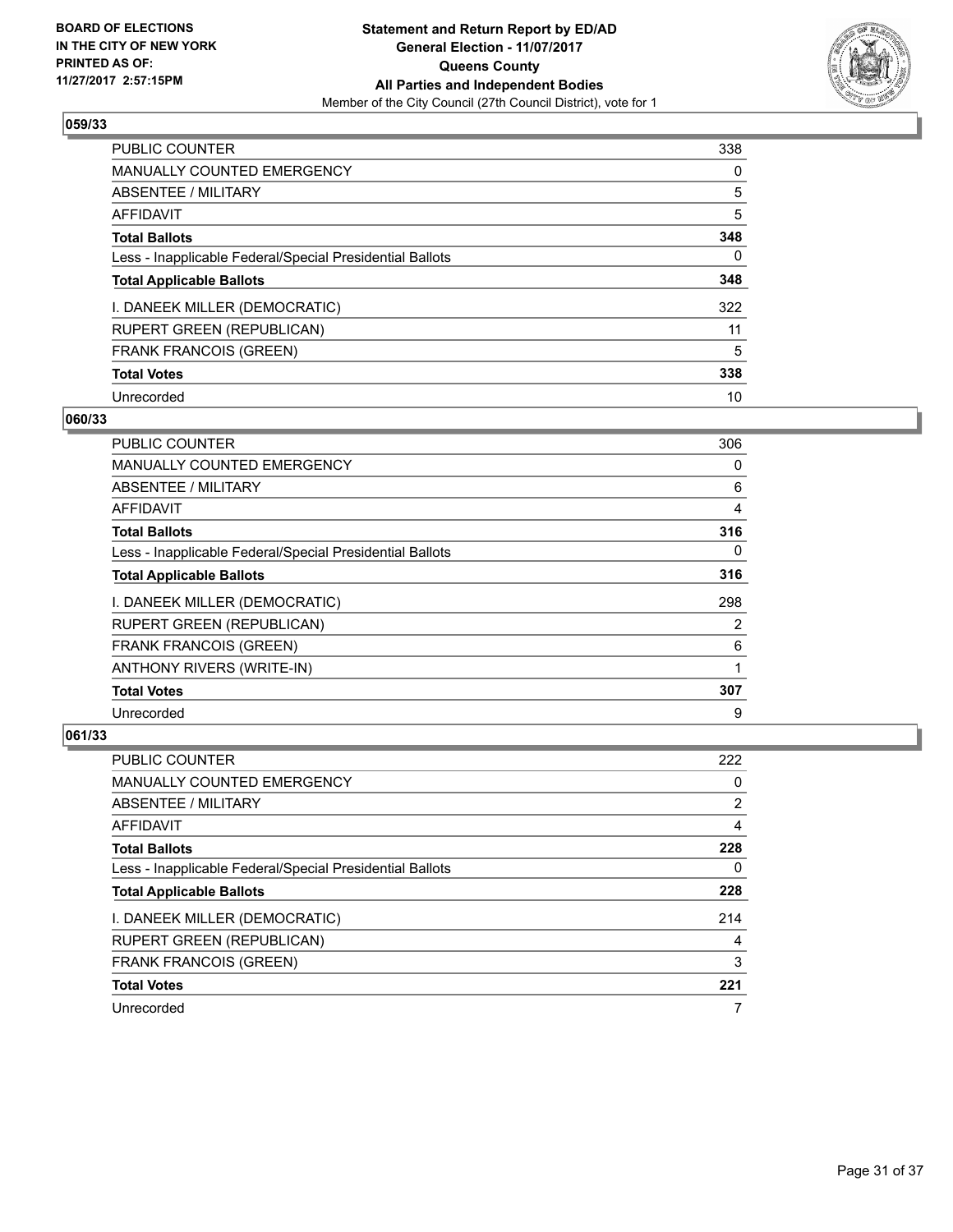BOARD OF ELECTIONS
IN THE CITY OF NEW YORK
PRINTED AS OF:
11/27/2017 2:57:15PM

**Statement and Return Report by ED/AD**
**General Election - 11/07/2017**
**Queens County**
**All Parties and Independent Bodies**
Member of the City Council (27th Council District), vote for 1

### 059/33

| | |
|---|---|
| PUBLIC COUNTER | 338 |
| MANUALLY COUNTED EMERGENCY | 0 |
| ABSENTEE / MILITARY | 5 |
| AFFIDAVIT | 5 |
| **Total Ballots** | **348** |
| Less - Inapplicable Federal/Special Presidential Ballots | 0 |
| **Total Applicable Ballots** | **348** |
| I. DANEEK MILLER (DEMOCRATIC) | 322 |
| RUPERT GREEN (REPUBLICAN) | 11 |
| FRANK FRANCOIS (GREEN) | 5 |
| **Total Votes** | **338** |
| Unrecorded | 10 |

### 060/33

| | |
|---|---|
| PUBLIC COUNTER | 306 |
| MANUALLY COUNTED EMERGENCY | 0 |
| ABSENTEE / MILITARY | 6 |
| AFFIDAVIT | 4 |
| **Total Ballots** | **316** |
| Less - Inapplicable Federal/Special Presidential Ballots | 0 |
| **Total Applicable Ballots** | **316** |
| I. DANEEK MILLER (DEMOCRATIC) | 298 |
| RUPERT GREEN (REPUBLICAN) | 2 |
| FRANK FRANCOIS (GREEN) | 6 |
| ANTHONY RIVERS (WRITE-IN) | 1 |
| **Total Votes** | **307** |
| Unrecorded | 9 |

### 061/33

| | |
|---|---|
| PUBLIC COUNTER | 222 |
| MANUALLY COUNTED EMERGENCY | 0 |
| ABSENTEE / MILITARY | 2 |
| AFFIDAVIT | 4 |
| **Total Ballots** | **228** |
| Less - Inapplicable Federal/Special Presidential Ballots | 0 |
| **Total Applicable Ballots** | **228** |
| I. DANEEK MILLER (DEMOCRATIC) | 214 |
| RUPERT GREEN (REPUBLICAN) | 4 |
| FRANK FRANCOIS (GREEN) | 3 |
| **Total Votes** | **221** |
| Unrecorded | 7 |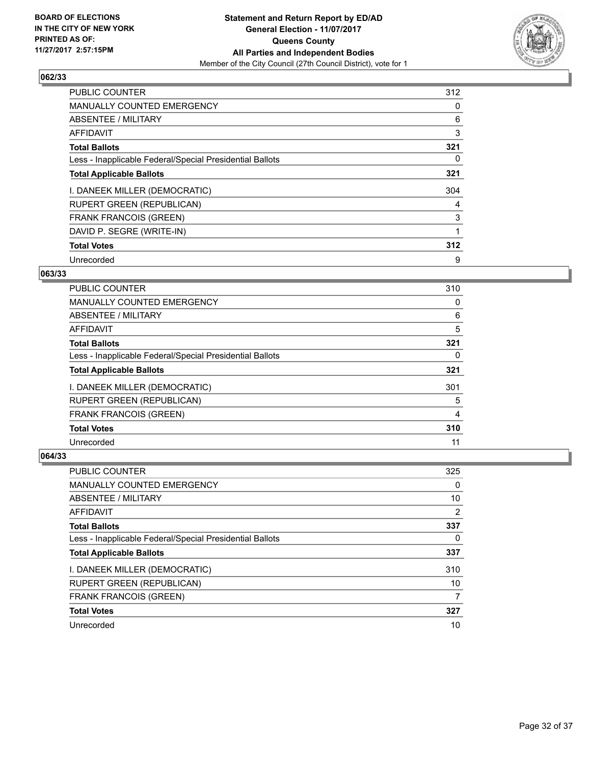BOARD OF ELECTIONS
IN THE CITY OF NEW YORK
PRINTED AS OF:
11/27/2017 2:57:15PM

**Statement and Return Report by ED/AD**
**General Election - 11/07/2017**
**Queens County**
**All Parties and Independent Bodies**
Member of the City Council (27th Council District), vote for 1

### 062/33

| | |
|---|---|
| PUBLIC COUNTER | 312 |
| MANUALLY COUNTED EMERGENCY | 0 |
| ABSENTEE / MILITARY | 6 |
| AFFIDAVIT | 3 |
| **Total Ballots** | **321** |
| Less - Inapplicable Federal/Special Presidential Ballots | 0 |
| **Total Applicable Ballots** | **321** |
| I. DANEEK MILLER (DEMOCRATIC) | 304 |
| RUPERT GREEN (REPUBLICAN) | 4 |
| FRANK FRANCOIS (GREEN) | 3 |
| DAVID P. SEGRE (WRITE-IN) | 1 |
| **Total Votes** | **312** |
| Unrecorded | 9 |

### 063/33

| | |
|---|---|
| PUBLIC COUNTER | 310 |
| MANUALLY COUNTED EMERGENCY | 0 |
| ABSENTEE / MILITARY | 6 |
| AFFIDAVIT | 5 |
| **Total Ballots** | **321** |
| Less - Inapplicable Federal/Special Presidential Ballots | 0 |
| **Total Applicable Ballots** | **321** |
| I. DANEEK MILLER (DEMOCRATIC) | 301 |
| RUPERT GREEN (REPUBLICAN) | 5 |
| FRANK FRANCOIS (GREEN) | 4 |
| **Total Votes** | **310** |
| Unrecorded | 11 |

### 064/33

| | |
|---|---|
| PUBLIC COUNTER | 325 |
| MANUALLY COUNTED EMERGENCY | 0 |
| ABSENTEE / MILITARY | 10 |
| AFFIDAVIT | 2 |
| **Total Ballots** | **337** |
| Less - Inapplicable Federal/Special Presidential Ballots | 0 |
| **Total Applicable Ballots** | **337** |
| I. DANEEK MILLER (DEMOCRATIC) | 310 |
| RUPERT GREEN (REPUBLICAN) | 10 |
| FRANK FRANCOIS (GREEN) | 7 |
| **Total Votes** | **327** |
| Unrecorded | 10 |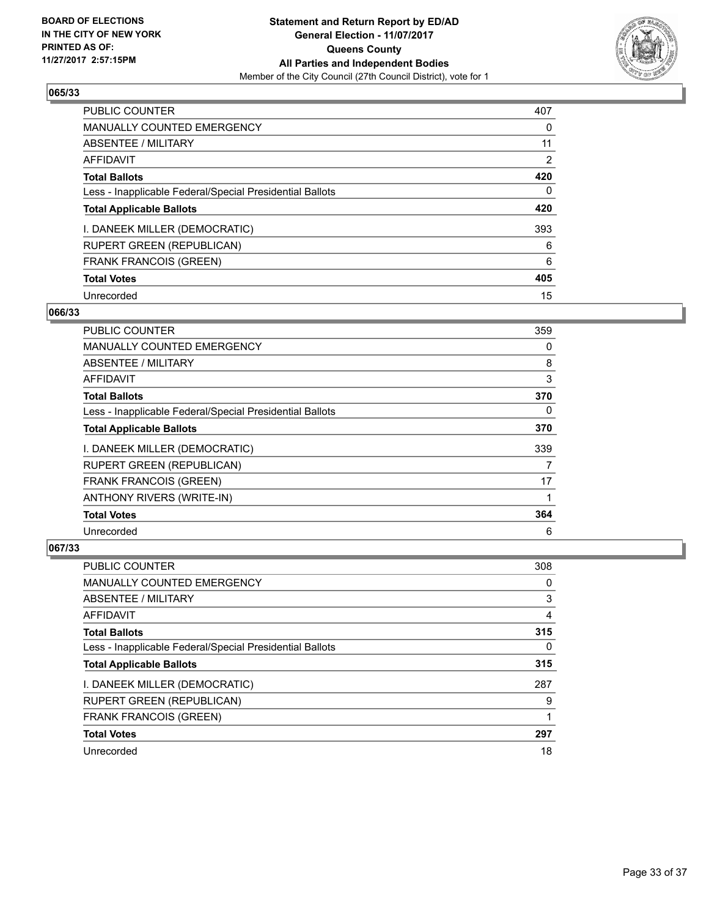BOARD OF ELECTIONS
IN THE CITY OF NEW YORK
PRINTED AS OF:
11/27/2017 2:57:15PM

**Statement and Return Report by ED/AD**
**General Election - 11/07/2017**
**Queens County**
**All Parties and Independent Bodies**
Member of the City Council (27th Council District), vote for 1

### 065/33

| | |
|---|---|
| PUBLIC COUNTER | 407 |
| MANUALLY COUNTED EMERGENCY | 0 |
| ABSENTEE / MILITARY | 11 |
| AFFIDAVIT | 2 |
| **Total Ballots** | **420** |
| Less - Inapplicable Federal/Special Presidential Ballots | 0 |
| **Total Applicable Ballots** | **420** |
| I. DANEEK MILLER (DEMOCRATIC) | 393 |
| RUPERT GREEN (REPUBLICAN) | 6 |
| FRANK FRANCOIS (GREEN) | 6 |
| **Total Votes** | **405** |
| Unrecorded | 15 |

### 066/33

| | |
|---|---|
| PUBLIC COUNTER | 359 |
| MANUALLY COUNTED EMERGENCY | 0 |
| ABSENTEE / MILITARY | 8 |
| AFFIDAVIT | 3 |
| **Total Ballots** | **370** |
| Less - Inapplicable Federal/Special Presidential Ballots | 0 |
| **Total Applicable Ballots** | **370** |
| I. DANEEK MILLER (DEMOCRATIC) | 339 |
| RUPERT GREEN (REPUBLICAN) | 7 |
| FRANK FRANCOIS (GREEN) | 17 |
| ANTHONY RIVERS (WRITE-IN) | 1 |
| **Total Votes** | **364** |
| Unrecorded | 6 |

### 067/33

| | |
|---|---|
| PUBLIC COUNTER | 308 |
| MANUALLY COUNTED EMERGENCY | 0 |
| ABSENTEE / MILITARY | 3 |
| AFFIDAVIT | 4 |
| **Total Ballots** | **315** |
| Less - Inapplicable Federal/Special Presidential Ballots | 0 |
| **Total Applicable Ballots** | **315** |
| I. DANEEK MILLER (DEMOCRATIC) | 287 |
| RUPERT GREEN (REPUBLICAN) | 9 |
| FRANK FRANCOIS (GREEN) | 1 |
| **Total Votes** | **297** |
| Unrecorded | 18 |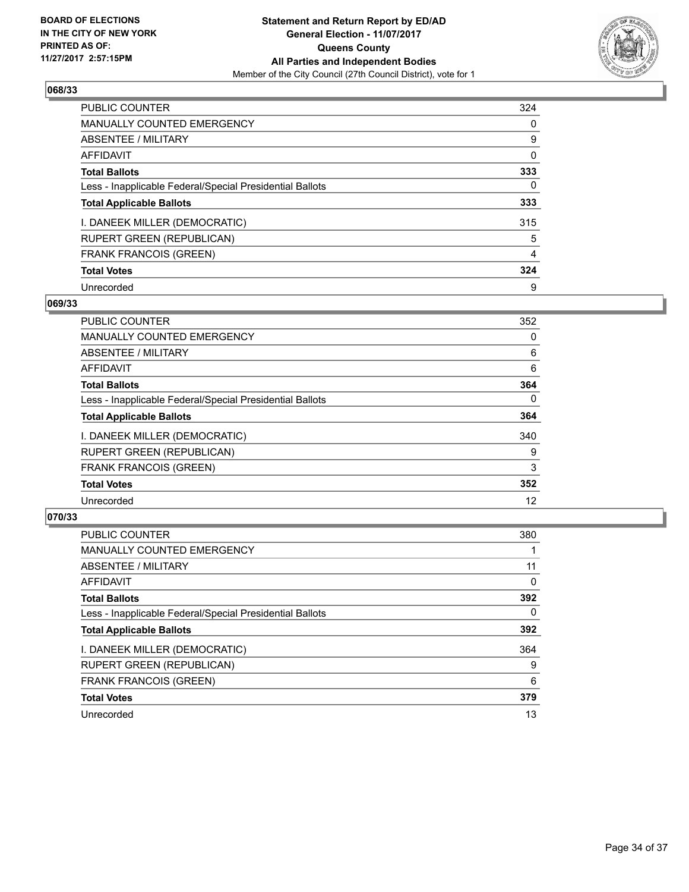BOARD OF ELECTIONS
IN THE CITY OF NEW YORK
PRINTED AS OF:
11/27/2017 2:57:15PM

**Statement and Return Report by ED/AD**
**General Election - 11/07/2017**
**Queens County**
**All Parties and Independent Bodies**
Member of the City Council (27th Council District), vote for 1

### 068/33

| | |
|---|---|
| PUBLIC COUNTER | 324 |
| MANUALLY COUNTED EMERGENCY | 0 |
| ABSENTEE / MILITARY | 9 |
| AFFIDAVIT | 0 |
| **Total Ballots** | **333** |
| Less - Inapplicable Federal/Special Presidential Ballots | 0 |
| **Total Applicable Ballots** | **333** |
| I. DANEEK MILLER (DEMOCRATIC) | 315 |
| RUPERT GREEN (REPUBLICAN) | 5 |
| FRANK FRANCOIS (GREEN) | 4 |
| **Total Votes** | **324** |
| Unrecorded | 9 |

### 069/33

| | |
|---|---|
| PUBLIC COUNTER | 352 |
| MANUALLY COUNTED EMERGENCY | 0 |
| ABSENTEE / MILITARY | 6 |
| AFFIDAVIT | 6 |
| **Total Ballots** | **364** |
| Less - Inapplicable Federal/Special Presidential Ballots | 0 |
| **Total Applicable Ballots** | **364** |
| I. DANEEK MILLER (DEMOCRATIC) | 340 |
| RUPERT GREEN (REPUBLICAN) | 9 |
| FRANK FRANCOIS (GREEN) | 3 |
| **Total Votes** | **352** |
| Unrecorded | 12 |

### 070/33

| | |
|---|---|
| PUBLIC COUNTER | 380 |
| MANUALLY COUNTED EMERGENCY | 1 |
| ABSENTEE / MILITARY | 11 |
| AFFIDAVIT | 0 |
| **Total Ballots** | **392** |
| Less - Inapplicable Federal/Special Presidential Ballots | 0 |
| **Total Applicable Ballots** | **392** |
| I. DANEEK MILLER (DEMOCRATIC) | 364 |
| RUPERT GREEN (REPUBLICAN) | 9 |
| FRANK FRANCOIS (GREEN) | 6 |
| **Total Votes** | **379** |
| Unrecorded | 13 |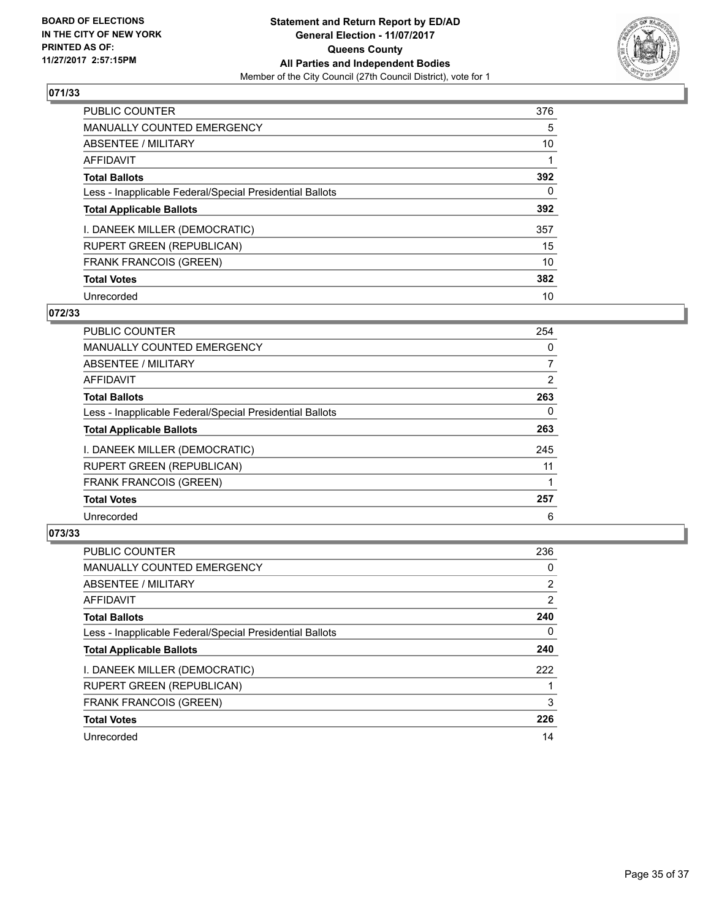BOARD OF ELECTIONS
IN THE CITY OF NEW YORK
PRINTED AS OF:
11/27/2017 2:57:15PM

**Statement and Return Report by ED/AD**
**General Election - 11/07/2017**
**Queens County**
**All Parties and Independent Bodies**
Member of the City Council (27th Council District), vote for 1

## 071/33

| | |
|---|---|
| PUBLIC COUNTER | 376 |
| MANUALLY COUNTED EMERGENCY | 5 |
| ABSENTEE / MILITARY | 10 |
| AFFIDAVIT | 1 |
| **Total Ballots** | **392** |
| Less - Inapplicable Federal/Special Presidential Ballots | 0 |
| **Total Applicable Ballots** | **392** |
| I. DANEEK MILLER (DEMOCRATIC) | 357 |
| RUPERT GREEN (REPUBLICAN) | 15 |
| FRANK FRANCOIS (GREEN) | 10 |
| **Total Votes** | **382** |
| Unrecorded | 10 |

## 072/33

| | |
|---|---|
| PUBLIC COUNTER | 254 |
| MANUALLY COUNTED EMERGENCY | 0 |
| ABSENTEE / MILITARY | 7 |
| AFFIDAVIT | 2 |
| **Total Ballots** | **263** |
| Less - Inapplicable Federal/Special Presidential Ballots | 0 |
| **Total Applicable Ballots** | **263** |
| I. DANEEK MILLER (DEMOCRATIC) | 245 |
| RUPERT GREEN (REPUBLICAN) | 11 |
| FRANK FRANCOIS (GREEN) | 1 |
| **Total Votes** | **257** |
| Unrecorded | 6 |

## 073/33

| | |
|---|---|
| PUBLIC COUNTER | 236 |
| MANUALLY COUNTED EMERGENCY | 0 |
| ABSENTEE / MILITARY | 2 |
| AFFIDAVIT | 2 |
| **Total Ballots** | **240** |
| Less - Inapplicable Federal/Special Presidential Ballots | 0 |
| **Total Applicable Ballots** | **240** |
| I. DANEEK MILLER (DEMOCRATIC) | 222 |
| RUPERT GREEN (REPUBLICAN) | 1 |
| FRANK FRANCOIS (GREEN) | 3 |
| **Total Votes** | **226** |
| Unrecorded | 14 |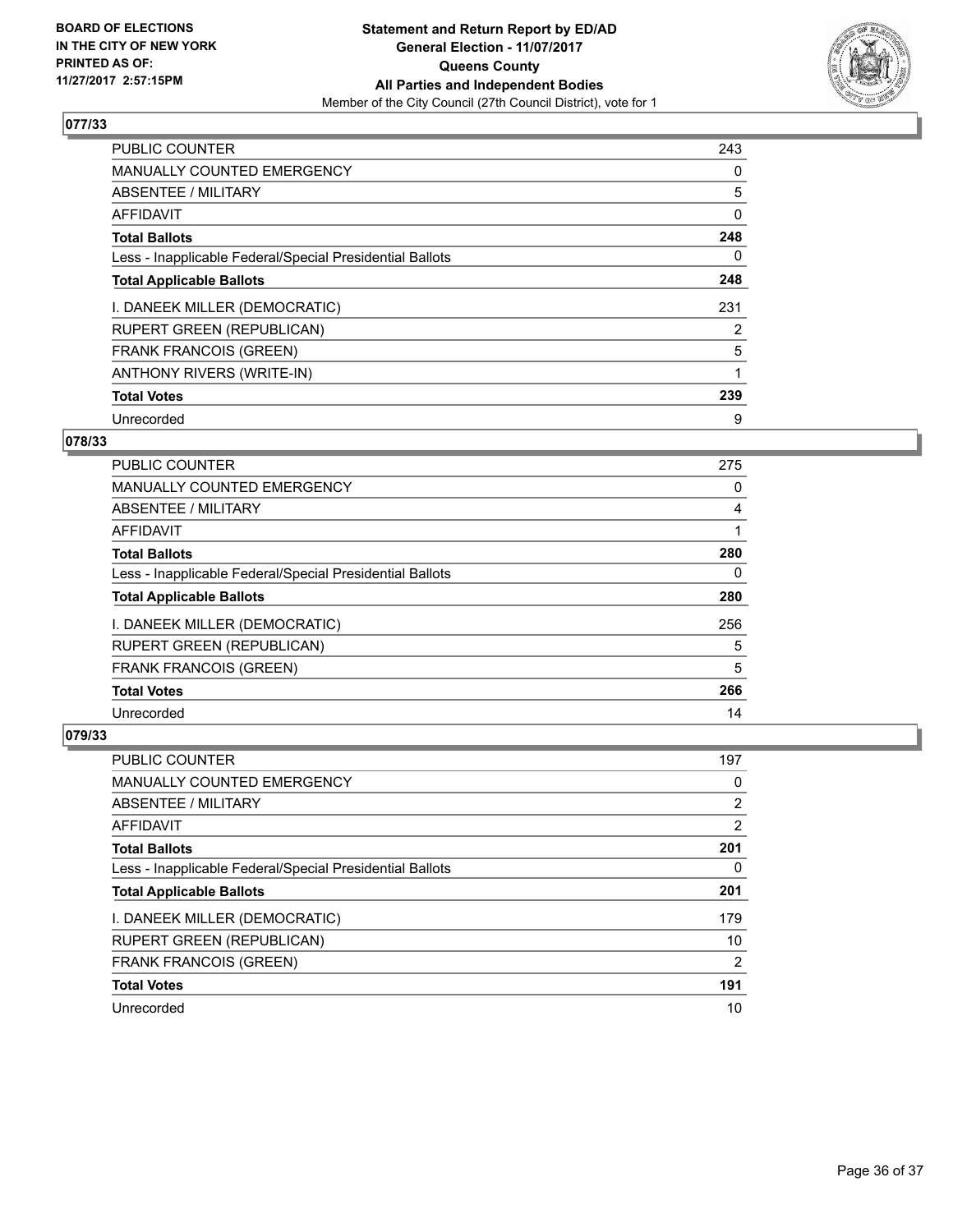## 077/33

| | |
|---|---|
| PUBLIC COUNTER | 243 |
| MANUALLY COUNTED EMERGENCY | 0 |
| ABSENTEE / MILITARY | 5 |
| AFFIDAVIT | 0 |
| **Total Ballots** | **248** |
| Less - Inapplicable Federal/Special Presidential Ballots | 0 |
| **Total Applicable Ballots** | **248** |
| I. DANEEK MILLER (DEMOCRATIC) | 231 |
| RUPERT GREEN (REPUBLICAN) | 2 |
| FRANK FRANCOIS (GREEN) | 5 |
| ANTHONY RIVERS (WRITE-IN) | 1 |
| **Total Votes** | **239** |
| Unrecorded | 9 |

## 078/33

| | |
|---|---|
| PUBLIC COUNTER | 275 |
| MANUALLY COUNTED EMERGENCY | 0 |
| ABSENTEE / MILITARY | 4 |
| AFFIDAVIT | 1 |
| **Total Ballots** | **280** |
| Less - Inapplicable Federal/Special Presidential Ballots | 0 |
| **Total Applicable Ballots** | **280** |
| I. DANEEK MILLER (DEMOCRATIC) | 256 |
| RUPERT GREEN (REPUBLICAN) | 5 |
| FRANK FRANCOIS (GREEN) | 5 |
| **Total Votes** | **266** |
| Unrecorded | 14 |

## 079/33

| | |
|---|---|
| PUBLIC COUNTER | 197 |
| MANUALLY COUNTED EMERGENCY | 0 |
| ABSENTEE / MILITARY | 2 |
| AFFIDAVIT | 2 |
| **Total Ballots** | **201** |
| Less - Inapplicable Federal/Special Presidential Ballots | 0 |
| **Total Applicable Ballots** | **201** |
| I. DANEEK MILLER (DEMOCRATIC) | 179 |
| RUPERT GREEN (REPUBLICAN) | 10 |
| FRANK FRANCOIS (GREEN) | 2 |
| **Total Votes** | **191** |
| Unrecorded | 10 |